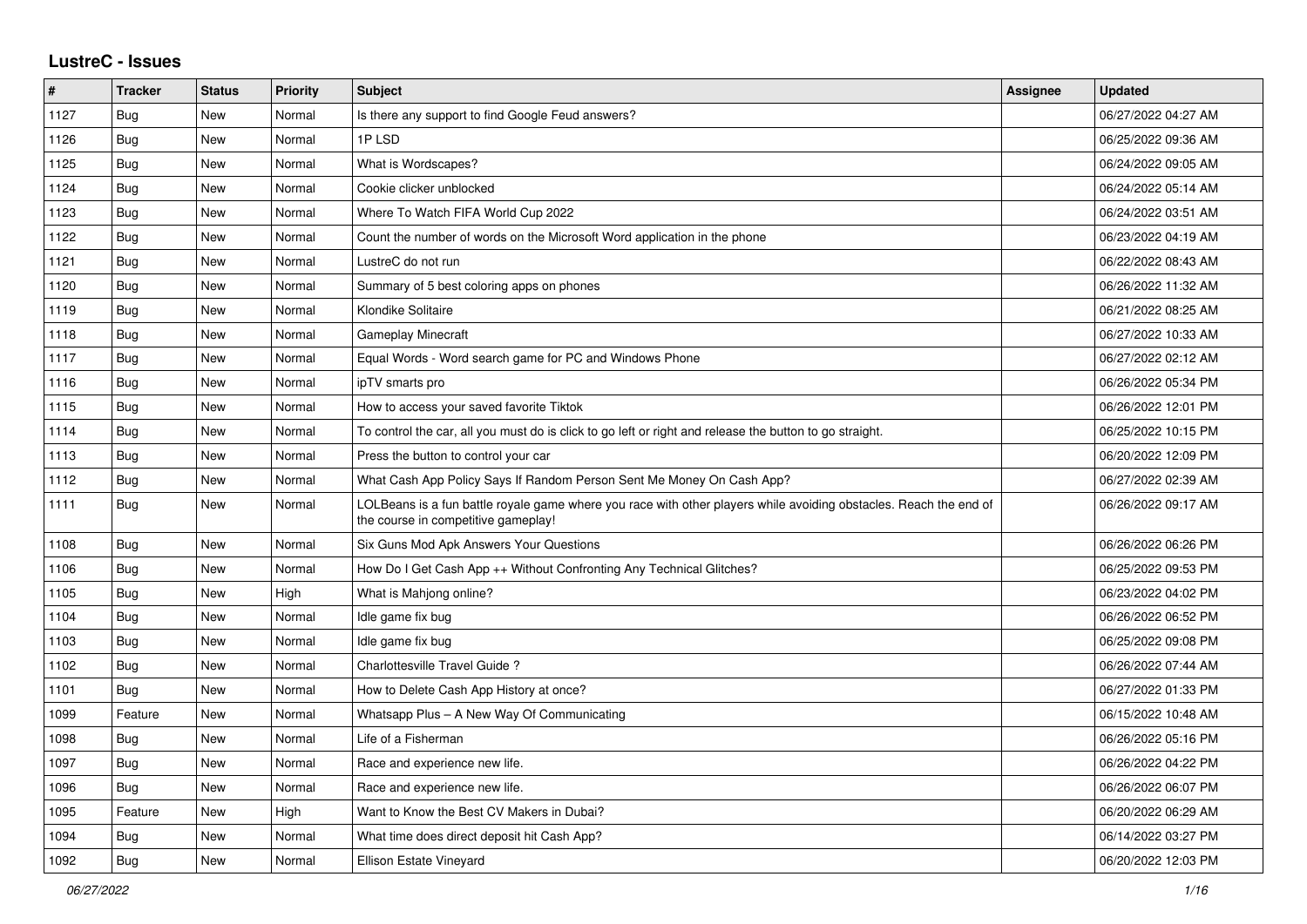# LustreC - Issues

| # | Tracker | Status | Priority | Subject | Assignee | Updated |
|---|---|---|---|---|---|---|
| 1127 | Bug | New | Normal | Is there any support to find Google Feud answers? | | 06/27/2022 04:27 AM |
| 1126 | Bug | New | Normal | 1P LSD | | 06/25/2022 09:36 AM |
| 1125 | Bug | New | Normal | What is Wordscapes? | | 06/24/2022 09:05 AM |
| 1124 | Bug | New | Normal | Cookie clicker unblocked | | 06/24/2022 05:14 AM |
| 1123 | Bug | New | Normal | Where To Watch FIFA World Cup 2022 | | 06/24/2022 03:51 AM |
| 1122 | Bug | New | Normal | Count the number of words on the Microsoft Word application in the phone | | 06/23/2022 04:19 AM |
| 1121 | Bug | New | Normal | LustreC do not run | | 06/22/2022 08:43 AM |
| 1120 | Bug | New | Normal | Summary of 5 best coloring apps on phones | | 06/26/2022 11:32 AM |
| 1119 | Bug | New | Normal | Klondike Solitaire | | 06/21/2022 08:25 AM |
| 1118 | Bug | New | Normal | Gameplay Minecraft | | 06/27/2022 10:33 AM |
| 1117 | Bug | New | Normal | Equal Words - Word search game for PC and Windows Phone | | 06/27/2022 02:12 AM |
| 1116 | Bug | New | Normal | ipTV smarts pro | | 06/26/2022 05:34 PM |
| 1115 | Bug | New | Normal | How to access your saved favorite Tiktok | | 06/26/2022 12:01 PM |
| 1114 | Bug | New | Normal | To control the car, all you must do is click to go left or right and release the button to go straight. | | 06/25/2022 10:15 PM |
| 1113 | Bug | New | Normal | Press the button to control your car | | 06/20/2022 12:09 PM |
| 1112 | Bug | New | Normal | What Cash App Policy Says If Random Person Sent Me Money On Cash App? | | 06/27/2022 02:39 AM |
| 1111 | Bug | New | Normal | LOLBeans is a fun battle royale game where you race with other players while avoiding obstacles. Reach the end of the course in competitive gameplay! | | 06/26/2022 09:17 AM |
| 1108 | Bug | New | Normal | Six Guns Mod Apk Answers Your Questions | | 06/26/2022 06:26 PM |
| 1106 | Bug | New | Normal | How Do I Get Cash App ++ Without Confronting Any Technical Glitches? | | 06/25/2022 09:53 PM |
| 1105 | Bug | New | High | What is Mahjong online? | | 06/23/2022 04:02 PM |
| 1104 | Bug | New | Normal | Idle game fix bug | | 06/26/2022 06:52 PM |
| 1103 | Bug | New | Normal | Idle game fix bug | | 06/25/2022 09:08 PM |
| 1102 | Bug | New | Normal | Charlottesville Travel Guide ? | | 06/26/2022 07:44 AM |
| 1101 | Bug | New | Normal | How to Delete Cash App History at once? | | 06/27/2022 01:33 PM |
| 1099 | Feature | New | Normal | Whatsapp Plus – A New Way Of Communicating | | 06/15/2022 10:48 AM |
| 1098 | Bug | New | Normal | Life of a Fisherman | | 06/26/2022 05:16 PM |
| 1097 | Bug | New | Normal | Race and experience new life. | | 06/26/2022 04:22 PM |
| 1096 | Bug | New | Normal | Race and experience new life. | | 06/26/2022 06:07 PM |
| 1095 | Feature | New | High | Want to Know the Best CV Makers in Dubai? | | 06/20/2022 06:29 AM |
| 1094 | Bug | New | Normal | What time does direct deposit hit Cash App? | | 06/14/2022 03:27 PM |
| 1092 | Bug | New | Normal | Ellison Estate Vineyard | | 06/20/2022 12:03 PM |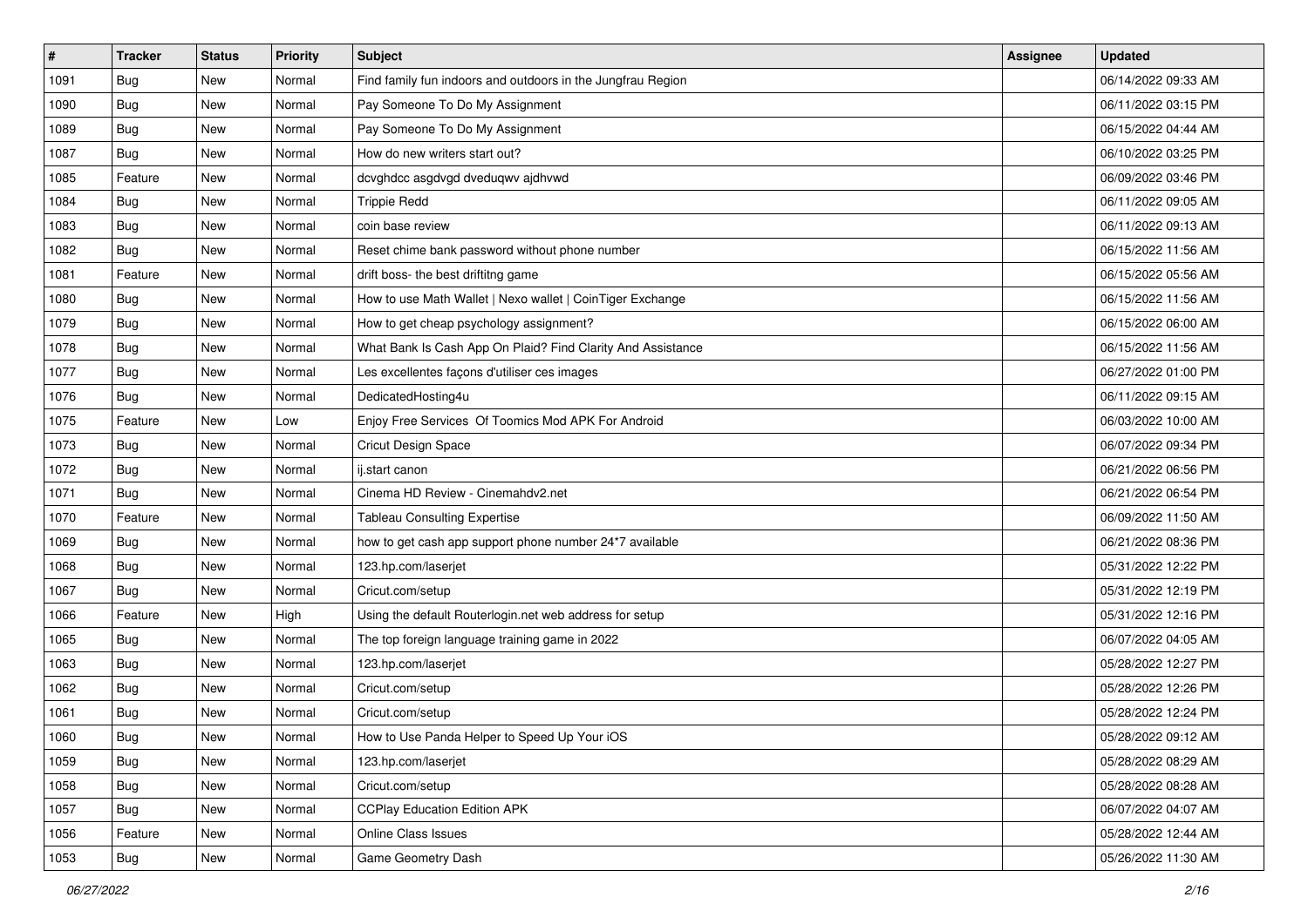| # | Tracker | Status | Priority | Subject | Assignee | Updated |
|---|---|---|---|---|---|---|
| 1091 | Bug | New | Normal | Find family fun indoors and outdoors in the Jungfrau Region | | 06/14/2022 09:33 AM |
| 1090 | Bug | New | Normal | Pay Someone To Do My Assignment | | 06/11/2022 03:15 PM |
| 1089 | Bug | New | Normal | Pay Someone To Do My Assignment | | 06/15/2022 04:44 AM |
| 1087 | Bug | New | Normal | How do new writers start out? | | 06/10/2022 03:25 PM |
| 1085 | Feature | New | Normal | dcvghdcc asgdvgd dveduqwv ajdhvwd | | 06/09/2022 03:46 PM |
| 1084 | Bug | New | Normal | Trippie Redd | | 06/11/2022 09:05 AM |
| 1083 | Bug | New | Normal | coin base review | | 06/11/2022 09:13 AM |
| 1082 | Bug | New | Normal | Reset chime bank password without phone number | | 06/15/2022 11:56 AM |
| 1081 | Feature | New | Normal | drift boss- the best driftitng game | | 06/15/2022 05:56 AM |
| 1080 | Bug | New | Normal | How to use Math Wallet \| Nexo wallet \| CoinTiger Exchange | | 06/15/2022 11:56 AM |
| 1079 | Bug | New | Normal | How to get cheap psychology assignment? | | 06/15/2022 06:00 AM |
| 1078 | Bug | New | Normal | What Bank Is Cash App On Plaid? Find Clarity And Assistance | | 06/15/2022 11:56 AM |
| 1077 | Bug | New | Normal | Les excellentes façons d'utiliser ces images | | 06/27/2022 01:00 PM |
| 1076 | Bug | New | Normal | DedicatedHosting4u | | 06/11/2022 09:15 AM |
| 1075 | Feature | New | Low | Enjoy Free Services Of Toomics Mod APK For Android | | 06/03/2022 10:00 AM |
| 1073 | Bug | New | Normal | Cricut Design Space | | 06/07/2022 09:34 PM |
| 1072 | Bug | New | Normal | ij.start canon | | 06/21/2022 06:56 PM |
| 1071 | Bug | New | Normal | Cinema HD Review - Cinemahdv2.net | | 06/21/2022 06:54 PM |
| 1070 | Feature | New | Normal | Tableau Consulting Expertise | | 06/09/2022 11:50 AM |
| 1069 | Bug | New | Normal | how to get cash app support phone number 24*7 available | | 06/21/2022 08:36 PM |
| 1068 | Bug | New | Normal | 123.hp.com/laserjet | | 05/31/2022 12:22 PM |
| 1067 | Bug | New | Normal | Cricut.com/setup | | 05/31/2022 12:19 PM |
| 1066 | Feature | New | High | Using the default Routerlogin.net web address for setup | | 05/31/2022 12:16 PM |
| 1065 | Bug | New | Normal | The top foreign language training game in 2022 | | 06/07/2022 04:05 AM |
| 1063 | Bug | New | Normal | 123.hp.com/laserjet | | 05/28/2022 12:27 PM |
| 1062 | Bug | New | Normal | Cricut.com/setup | | 05/28/2022 12:26 PM |
| 1061 | Bug | New | Normal | Cricut.com/setup | | 05/28/2022 12:24 PM |
| 1060 | Bug | New | Normal | How to Use Panda Helper to Speed Up Your iOS | | 05/28/2022 09:12 AM |
| 1059 | Bug | New | Normal | 123.hp.com/laserjet | | 05/28/2022 08:29 AM |
| 1058 | Bug | New | Normal | Cricut.com/setup | | 05/28/2022 08:28 AM |
| 1057 | Bug | New | Normal | CCPlay Education Edition APK | | 06/07/2022 04:07 AM |
| 1056 | Feature | New | Normal | Online Class Issues | | 05/28/2022 12:44 AM |
| 1053 | Bug | New | Normal | Game Geometry Dash | | 05/26/2022 11:30 AM |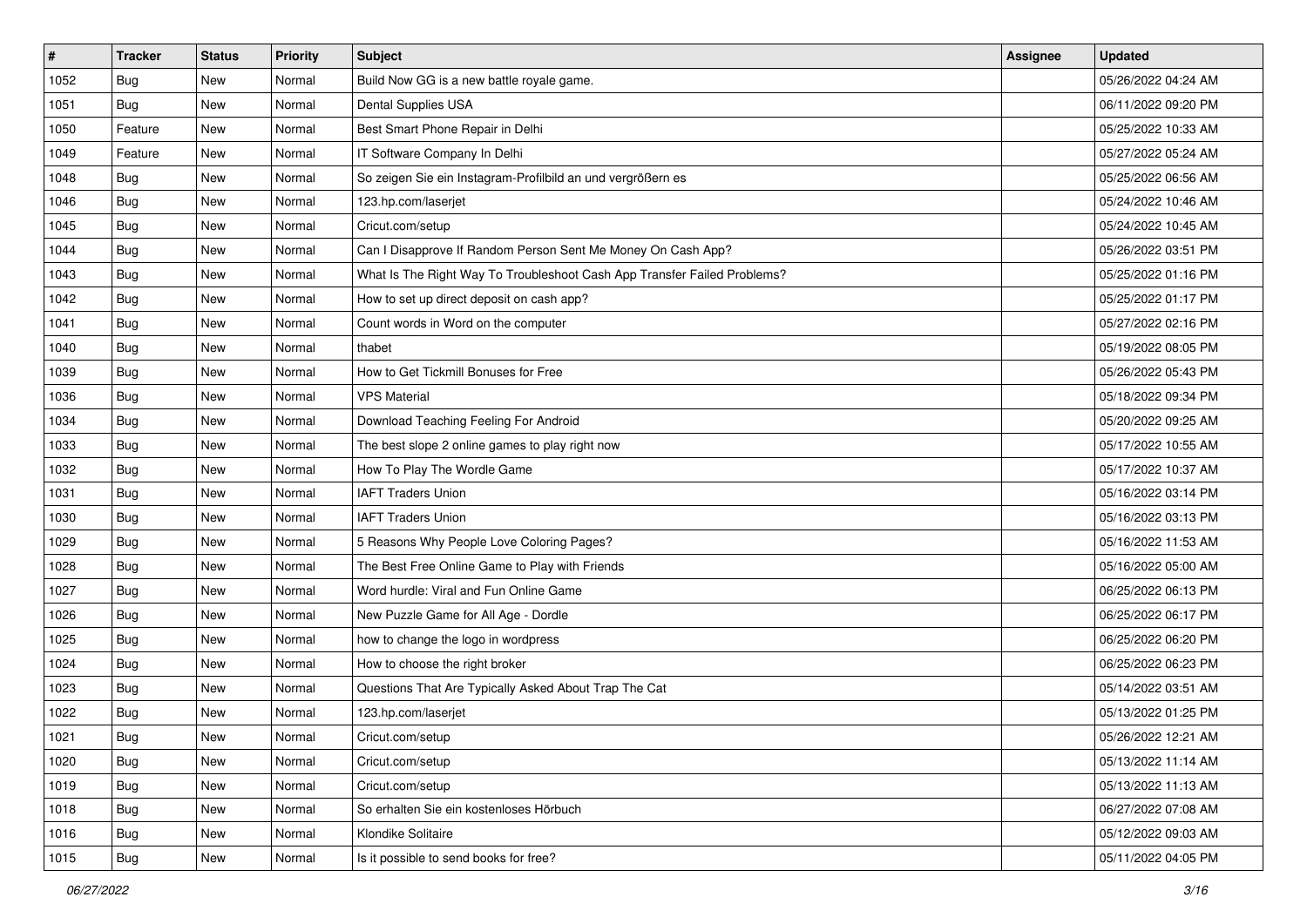| # | Tracker | Status | Priority | Subject | Assignee | Updated |
|---|---|---|---|---|---|---|
| 1052 | Bug | New | Normal | Build Now GG is a new battle royale game. | | 05/26/2022 04:24 AM |
| 1051 | Bug | New | Normal | Dental Supplies USA | | 06/11/2022 09:20 PM |
| 1050 | Feature | New | Normal | Best Smart Phone Repair in Delhi | | 05/25/2022 10:33 AM |
| 1049 | Feature | New | Normal | IT Software Company In Delhi | | 05/27/2022 05:24 AM |
| 1048 | Bug | New | Normal | So zeigen Sie ein Instagram-Profilbild an und vergrößern es | | 05/25/2022 06:56 AM |
| 1046 | Bug | New | Normal | 123.hp.com/laserjet | | 05/24/2022 10:46 AM |
| 1045 | Bug | New | Normal | Cricut.com/setup | | 05/24/2022 10:45 AM |
| 1044 | Bug | New | Normal | Can I Disapprove If Random Person Sent Me Money On Cash App? | | 05/26/2022 03:51 PM |
| 1043 | Bug | New | Normal | What Is The Right Way To Troubleshoot Cash App Transfer Failed Problems? | | 05/25/2022 01:16 PM |
| 1042 | Bug | New | Normal | How to set up direct deposit on cash app? | | 05/25/2022 01:17 PM |
| 1041 | Bug | New | Normal | Count words in Word on the computer | | 05/27/2022 02:16 PM |
| 1040 | Bug | New | Normal | thabet | | 05/19/2022 08:05 PM |
| 1039 | Bug | New | Normal | How to Get Tickmill Bonuses for Free | | 05/26/2022 05:43 PM |
| 1036 | Bug | New | Normal | VPS Material | | 05/18/2022 09:34 PM |
| 1034 | Bug | New | Normal | Download Teaching Feeling For Android | | 05/20/2022 09:25 AM |
| 1033 | Bug | New | Normal | The best slope 2 online games to play right now | | 05/17/2022 10:55 AM |
| 1032 | Bug | New | Normal | How To Play The Wordle Game | | 05/17/2022 10:37 AM |
| 1031 | Bug | New | Normal | IAFT Traders Union | | 05/16/2022 03:14 PM |
| 1030 | Bug | New | Normal | IAFT Traders Union | | 05/16/2022 03:13 PM |
| 1029 | Bug | New | Normal | 5 Reasons Why People Love Coloring Pages? | | 05/16/2022 11:53 AM |
| 1028 | Bug | New | Normal | The Best Free Online Game to Play with Friends | | 05/16/2022 05:00 AM |
| 1027 | Bug | New | Normal | Word hurdle: Viral and Fun Online Game | | 06/25/2022 06:13 PM |
| 1026 | Bug | New | Normal | New Puzzle Game for All Age - Dordle | | 06/25/2022 06:17 PM |
| 1025 | Bug | New | Normal | how to change the logo in wordpress | | 06/25/2022 06:20 PM |
| 1024 | Bug | New | Normal | How to choose the right broker | | 06/25/2022 06:23 PM |
| 1023 | Bug | New | Normal | Questions That Are Typically Asked About Trap The Cat | | 05/14/2022 03:51 AM |
| 1022 | Bug | New | Normal | 123.hp.com/laserjet | | 05/13/2022 01:25 PM |
| 1021 | Bug | New | Normal | Cricut.com/setup | | 05/26/2022 12:21 AM |
| 1020 | Bug | New | Normal | Cricut.com/setup | | 05/13/2022 11:14 AM |
| 1019 | Bug | New | Normal | Cricut.com/setup | | 05/13/2022 11:13 AM |
| 1018 | Bug | New | Normal | So erhalten Sie ein kostenloses Hörbuch | | 06/27/2022 07:08 AM |
| 1016 | Bug | New | Normal | Klondike Solitaire | | 05/12/2022 09:03 AM |
| 1015 | Bug | New | Normal | Is it possible to send books for free? | | 05/11/2022 04:05 PM |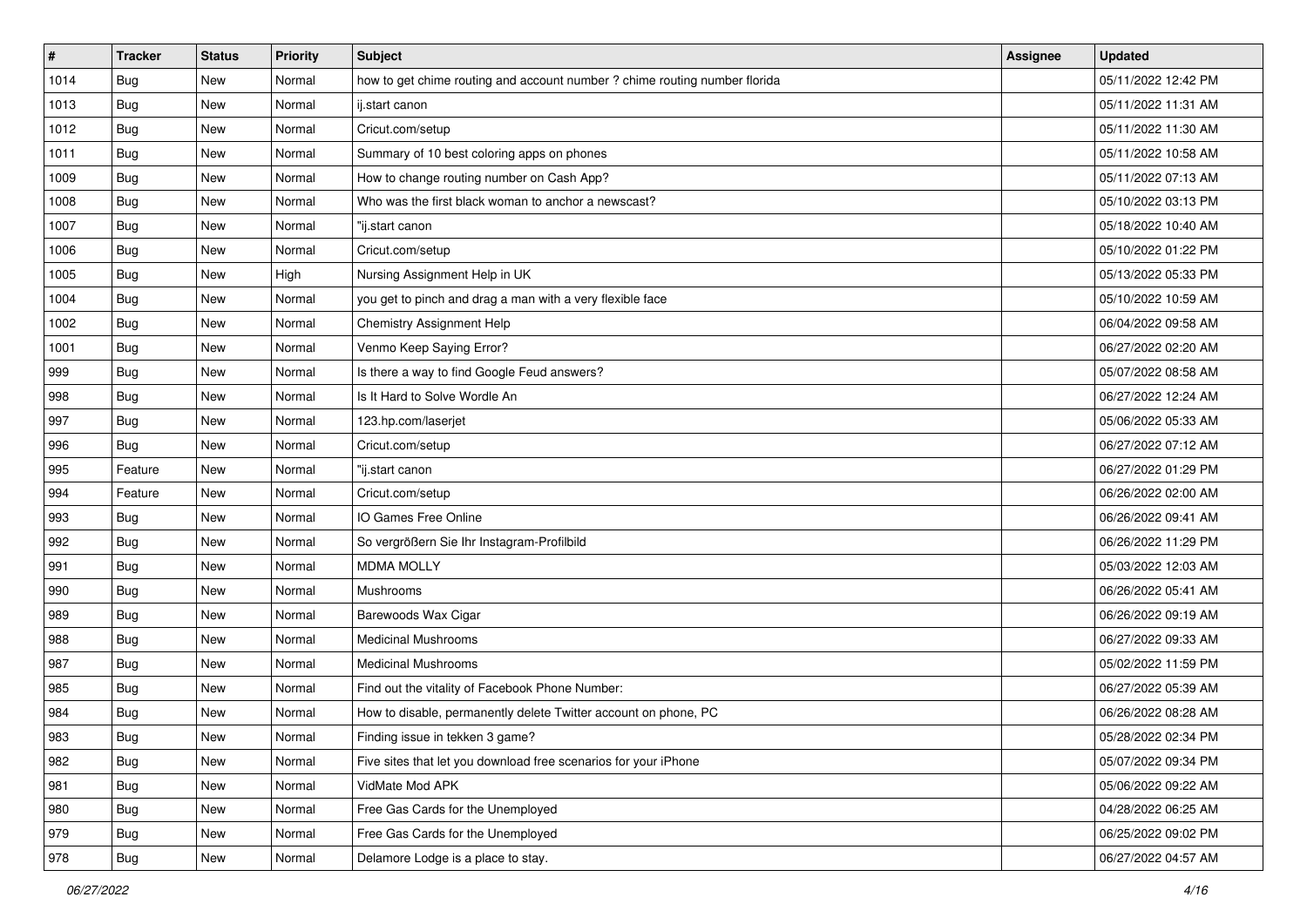| # | Tracker | Status | Priority | Subject | Assignee | Updated |
| --- | --- | --- | --- | --- | --- | --- |
| 1014 | Bug | New | Normal | how to get chime routing and account number ? chime routing number florida | | 05/11/2022 12:42 PM |
| 1013 | Bug | New | Normal | ij.start canon | | 05/11/2022 11:31 AM |
| 1012 | Bug | New | Normal | Cricut.com/setup | | 05/11/2022 11:30 AM |
| 1011 | Bug | New | Normal | Summary of 10 best coloring apps on phones | | 05/11/2022 10:58 AM |
| 1009 | Bug | New | Normal | How to change routing number on Cash App? | | 05/11/2022 07:13 AM |
| 1008 | Bug | New | Normal | Who was the first black woman to anchor a newscast? | | 05/10/2022 03:13 PM |
| 1007 | Bug | New | Normal | "ij.start canon | | 05/18/2022 10:40 AM |
| 1006 | Bug | New | Normal | Cricut.com/setup | | 05/10/2022 01:22 PM |
| 1005 | Bug | New | High | Nursing Assignment Help in UK | | 05/13/2022 05:33 PM |
| 1004 | Bug | New | Normal | you get to pinch and drag a man with a very flexible face | | 05/10/2022 10:59 AM |
| 1002 | Bug | New | Normal | Chemistry Assignment Help | | 06/04/2022 09:58 AM |
| 1001 | Bug | New | Normal | Venmo Keep Saying Error? | | 06/27/2022 02:20 AM |
| 999 | Bug | New | Normal | Is there a way to find Google Feud answers? | | 05/07/2022 08:58 AM |
| 998 | Bug | New | Normal | Is It Hard to Solve Wordle An | | 06/27/2022 12:24 AM |
| 997 | Bug | New | Normal | 123.hp.com/laserjet | | 05/06/2022 05:33 AM |
| 996 | Bug | New | Normal | Cricut.com/setup | | 06/27/2022 07:12 AM |
| 995 | Feature | New | Normal | "ij.start canon | | 06/27/2022 01:29 PM |
| 994 | Feature | New | Normal | Cricut.com/setup | | 06/26/2022 02:00 AM |
| 993 | Bug | New | Normal | IO Games Free Online | | 06/26/2022 09:41 AM |
| 992 | Bug | New | Normal | So vergrößern Sie Ihr Instagram-Profilbild | | 06/26/2022 11:29 PM |
| 991 | Bug | New | Normal | MDMA MOLLY | | 05/03/2022 12:03 AM |
| 990 | Bug | New | Normal | Mushrooms | | 06/26/2022 05:41 AM |
| 989 | Bug | New | Normal | Barewoods Wax Cigar | | 06/26/2022 09:19 AM |
| 988 | Bug | New | Normal | Medicinal Mushrooms | | 06/27/2022 09:33 AM |
| 987 | Bug | New | Normal | Medicinal Mushrooms | | 05/02/2022 11:59 PM |
| 985 | Bug | New | Normal | Find out the vitality of Facebook Phone Number: | | 06/27/2022 05:39 AM |
| 984 | Bug | New | Normal | How to disable, permanently delete Twitter account on phone, PC | | 06/26/2022 08:28 AM |
| 983 | Bug | New | Normal | Finding issue in tekken 3 game? | | 05/28/2022 02:34 PM |
| 982 | Bug | New | Normal | Five sites that let you download free scenarios for your iPhone | | 05/07/2022 09:34 PM |
| 981 | Bug | New | Normal | VidMate Mod APK | | 05/06/2022 09:22 AM |
| 980 | Bug | New | Normal | Free Gas Cards for the Unemployed | | 04/28/2022 06:25 AM |
| 979 | Bug | New | Normal | Free Gas Cards for the Unemployed | | 06/25/2022 09:02 PM |
| 978 | Bug | New | Normal | Delamore Lodge is a place to stay. | | 06/27/2022 04:57 AM |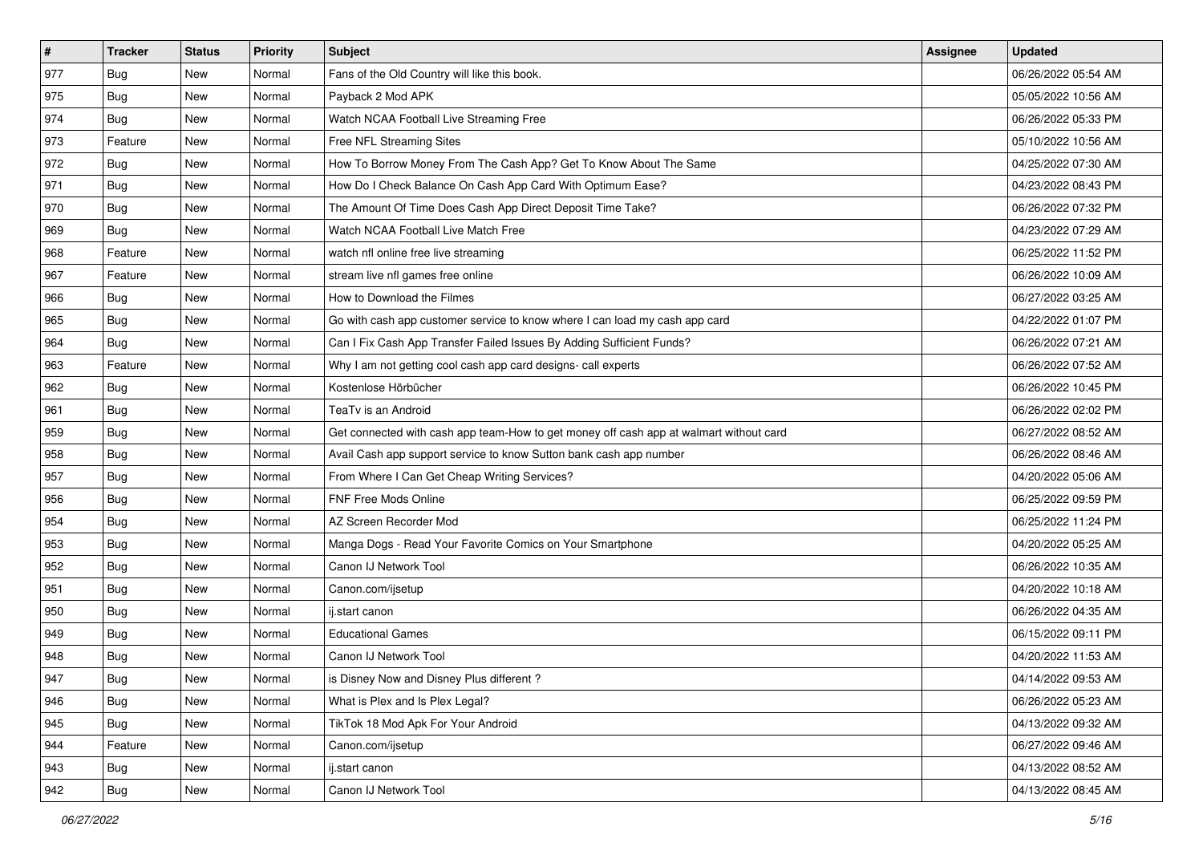| # | Tracker | Status | Priority | Subject | Assignee | Updated |
|---|---|---|---|---|---|---|
| 977 | Bug | New | Normal | Fans of the Old Country will like this book. | | 06/26/2022 05:54 AM |
| 975 | Bug | New | Normal | Payback 2 Mod APK | | 05/05/2022 10:56 AM |
| 974 | Bug | New | Normal | Watch NCAA Football Live Streaming Free | | 06/26/2022 05:33 PM |
| 973 | Feature | New | Normal | Free NFL Streaming Sites | | 05/10/2022 10:56 AM |
| 972 | Bug | New | Normal | How To Borrow Money From The Cash App? Get To Know About The Same | | 04/25/2022 07:30 AM |
| 971 | Bug | New | Normal | How Do I Check Balance On Cash App Card With Optimum Ease? | | 04/23/2022 08:43 PM |
| 970 | Bug | New | Normal | The Amount Of Time Does Cash App Direct Deposit Time Take? | | 06/26/2022 07:32 PM |
| 969 | Bug | New | Normal | Watch NCAA Football Live Match Free | | 04/23/2022 07:29 AM |
| 968 | Feature | New | Normal | watch nfl online free live streaming | | 06/25/2022 11:52 PM |
| 967 | Feature | New | Normal | stream live nfl games free online | | 06/26/2022 10:09 AM |
| 966 | Bug | New | Normal | How to Download the Filmes | | 06/27/2022 03:25 AM |
| 965 | Bug | New | Normal | Go with cash app customer service to know where I can load my cash app card | | 04/22/2022 01:07 PM |
| 964 | Bug | New | Normal | Can I Fix Cash App Transfer Failed Issues By Adding Sufficient Funds? | | 06/26/2022 07:21 AM |
| 963 | Feature | New | Normal | Why I am not getting cool cash app card designs- call experts | | 06/26/2022 07:52 AM |
| 962 | Bug | New | Normal | Kostenlose Hörbücher | | 06/26/2022 10:45 PM |
| 961 | Bug | New | Normal | TeaTv is an Android | | 06/26/2022 02:02 PM |
| 959 | Bug | New | Normal | Get connected with cash app team-How to get money off cash app at walmart without card | | 06/27/2022 08:52 AM |
| 958 | Bug | New | Normal | Avail Cash app support service to know Sutton bank cash app number | | 06/26/2022 08:46 AM |
| 957 | Bug | New | Normal | From Where I Can Get Cheap Writing Services? | | 04/20/2022 05:06 AM |
| 956 | Bug | New | Normal | FNF Free Mods Online | | 06/25/2022 09:59 PM |
| 954 | Bug | New | Normal | AZ Screen Recorder Mod | | 06/25/2022 11:24 PM |
| 953 | Bug | New | Normal | Manga Dogs - Read Your Favorite Comics on Your Smartphone | | 04/20/2022 05:25 AM |
| 952 | Bug | New | Normal | Canon IJ Network Tool | | 06/26/2022 10:35 AM |
| 951 | Bug | New | Normal | Canon.com/ijsetup | | 04/20/2022 10:18 AM |
| 950 | Bug | New | Normal | ij.start canon | | 06/26/2022 04:35 AM |
| 949 | Bug | New | Normal | Educational Games | | 06/15/2022 09:11 PM |
| 948 | Bug | New | Normal | Canon IJ Network Tool | | 04/20/2022 11:53 AM |
| 947 | Bug | New | Normal | is Disney Now and Disney Plus different ? | | 04/14/2022 09:53 AM |
| 946 | Bug | New | Normal | What is Plex and Is Plex Legal? | | 06/26/2022 05:23 AM |
| 945 | Bug | New | Normal | TikTok 18 Mod Apk For Your Android | | 04/13/2022 09:32 AM |
| 944 | Feature | New | Normal | Canon.com/ijsetup | | 06/27/2022 09:46 AM |
| 943 | Bug | New | Normal | ij.start canon | | 04/13/2022 08:52 AM |
| 942 | Bug | New | Normal | Canon IJ Network Tool | | 04/13/2022 08:45 AM |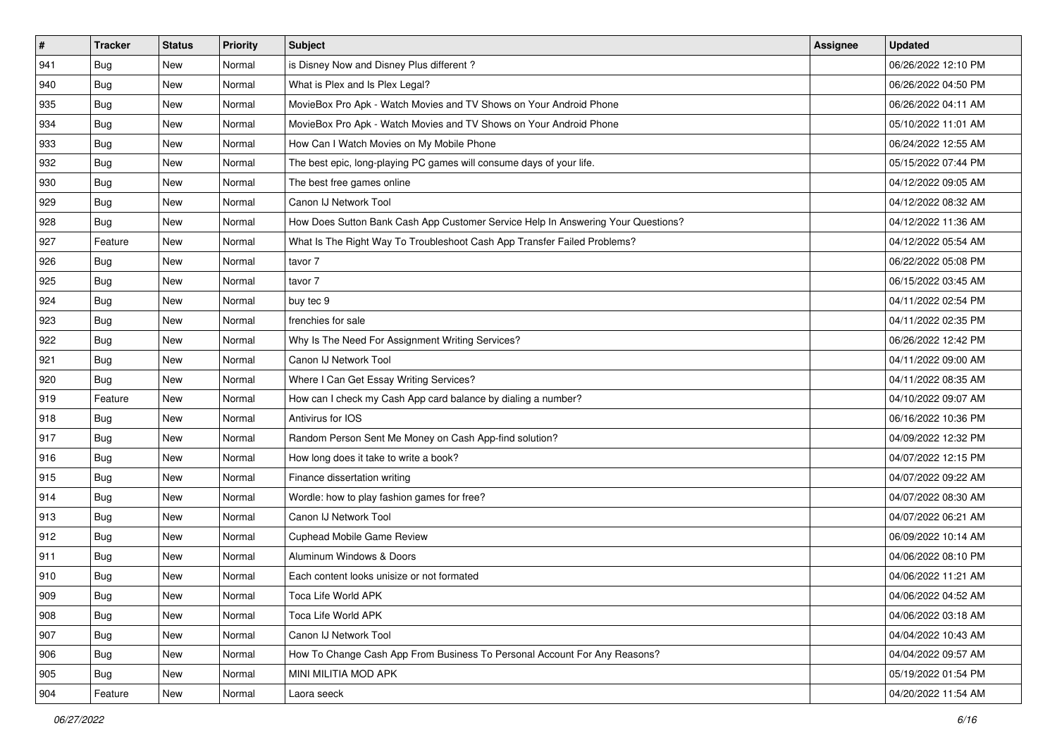| # | Tracker | Status | Priority | Subject | Assignee | Updated |
| --- | --- | --- | --- | --- | --- | --- |
| 941 | Bug | New | Normal | is Disney Now and Disney Plus different ? | | 06/26/2022 12:10 PM |
| 940 | Bug | New | Normal | What is Plex and Is Plex Legal? | | 06/26/2022 04:50 PM |
| 935 | Bug | New | Normal | MovieBox Pro Apk - Watch Movies and TV Shows on Your Android Phone | | 06/26/2022 04:11 AM |
| 934 | Bug | New | Normal | MovieBox Pro Apk - Watch Movies and TV Shows on Your Android Phone | | 05/10/2022 11:01 AM |
| 933 | Bug | New | Normal | How Can I Watch Movies on My Mobile Phone | | 06/24/2022 12:55 AM |
| 932 | Bug | New | Normal | The best epic, long-playing PC games will consume days of your life. | | 05/15/2022 07:44 PM |
| 930 | Bug | New | Normal | The best free games online | | 04/12/2022 09:05 AM |
| 929 | Bug | New | Normal | Canon IJ Network Tool | | 04/12/2022 08:32 AM |
| 928 | Bug | New | Normal | How Does Sutton Bank Cash App Customer Service Help In Answering Your Questions? | | 04/12/2022 11:36 AM |
| 927 | Feature | New | Normal | What Is The Right Way To Troubleshoot Cash App Transfer Failed Problems? | | 04/12/2022 05:54 AM |
| 926 | Bug | New | Normal | tavor 7 | | 06/22/2022 05:08 PM |
| 925 | Bug | New | Normal | tavor 7 | | 06/15/2022 03:45 AM |
| 924 | Bug | New | Normal | buy tec 9 | | 04/11/2022 02:54 PM |
| 923 | Bug | New | Normal | frenchies for sale | | 04/11/2022 02:35 PM |
| 922 | Bug | New | Normal | Why Is The Need For Assignment Writing Services? | | 06/26/2022 12:42 PM |
| 921 | Bug | New | Normal | Canon IJ Network Tool | | 04/11/2022 09:00 AM |
| 920 | Bug | New | Normal | Where I Can Get Essay Writing Services? | | 04/11/2022 08:35 AM |
| 919 | Feature | New | Normal | How can I check my Cash App card balance by dialing a number? | | 04/10/2022 09:07 AM |
| 918 | Bug | New | Normal | Antivirus for IOS | | 06/16/2022 10:36 PM |
| 917 | Bug | New | Normal | Random Person Sent Me Money on Cash App-find solution? | | 04/09/2022 12:32 PM |
| 916 | Bug | New | Normal | How long does it take to write a book? | | 04/07/2022 12:15 PM |
| 915 | Bug | New | Normal | Finance dissertation writing | | 04/07/2022 09:22 AM |
| 914 | Bug | New | Normal | Wordle: how to play fashion games for free? | | 04/07/2022 08:30 AM |
| 913 | Bug | New | Normal | Canon IJ Network Tool | | 04/07/2022 06:21 AM |
| 912 | Bug | New | Normal | Cuphead Mobile Game Review | | 06/09/2022 10:14 AM |
| 911 | Bug | New | Normal | Aluminum Windows & Doors | | 04/06/2022 08:10 PM |
| 910 | Bug | New | Normal | Each content looks unisize or not formated | | 04/06/2022 11:21 AM |
| 909 | Bug | New | Normal | Toca Life World APK | | 04/06/2022 04:52 AM |
| 908 | Bug | New | Normal | Toca Life World APK | | 04/06/2022 03:18 AM |
| 907 | Bug | New | Normal | Canon IJ Network Tool | | 04/04/2022 10:43 AM |
| 906 | Bug | New | Normal | How To Change Cash App From Business To Personal Account For Any Reasons? | | 04/04/2022 09:57 AM |
| 905 | Bug | New | Normal | MINI MILITIA MOD APK | | 05/19/2022 01:54 PM |
| 904 | Feature | New | Normal | Laora seeck | | 04/20/2022 11:54 AM |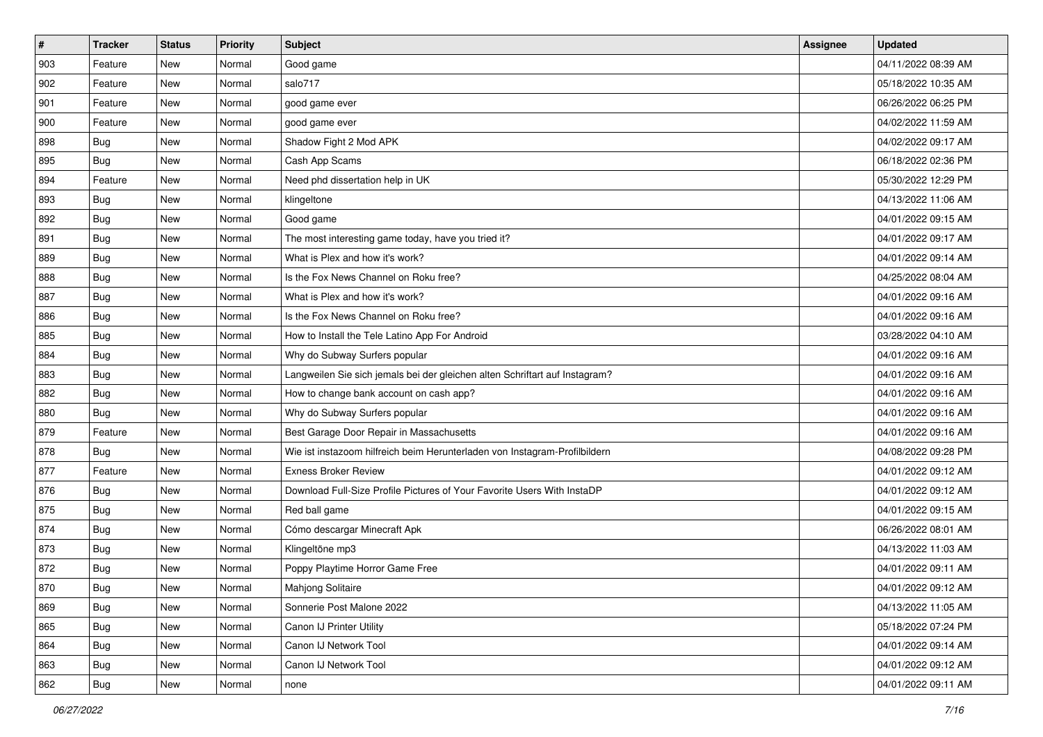| # | Tracker | Status | Priority | Subject | Assignee | Updated |
|---|---|---|---|---|---|---|
| 903 | Feature | New | Normal | Good game | | 04/11/2022 08:39 AM |
| 902 | Feature | New | Normal | salo717 | | 05/18/2022 10:35 AM |
| 901 | Feature | New | Normal | good game ever | | 06/26/2022 06:25 PM |
| 900 | Feature | New | Normal | good game ever | | 04/02/2022 11:59 AM |
| 898 | Bug | New | Normal | Shadow Fight 2 Mod APK | | 04/02/2022 09:17 AM |
| 895 | Bug | New | Normal | Cash App Scams | | 06/18/2022 02:36 PM |
| 894 | Feature | New | Normal | Need phd dissertation help in UK | | 05/30/2022 12:29 PM |
| 893 | Bug | New | Normal | klingeltone | | 04/13/2022 11:06 AM |
| 892 | Bug | New | Normal | Good game | | 04/01/2022 09:15 AM |
| 891 | Bug | New | Normal | The most interesting game today, have you tried it? | | 04/01/2022 09:17 AM |
| 889 | Bug | New | Normal | What is Plex and how it's work? | | 04/01/2022 09:14 AM |
| 888 | Bug | New | Normal | Is the Fox News Channel on Roku free? | | 04/25/2022 08:04 AM |
| 887 | Bug | New | Normal | What is Plex and how it's work? | | 04/01/2022 09:16 AM |
| 886 | Bug | New | Normal | Is the Fox News Channel on Roku free? | | 04/01/2022 09:16 AM |
| 885 | Bug | New | Normal | How to Install the Tele Latino App For Android | | 03/28/2022 04:10 AM |
| 884 | Bug | New | Normal | Why do Subway Surfers popular | | 04/01/2022 09:16 AM |
| 883 | Bug | New | Normal | Langweilen Sie sich jemals bei der gleichen alten Schriftart auf Instagram? | | 04/01/2022 09:16 AM |
| 882 | Bug | New | Normal | How to change bank account on cash app? | | 04/01/2022 09:16 AM |
| 880 | Bug | New | Normal | Why do Subway Surfers popular | | 04/01/2022 09:16 AM |
| 879 | Feature | New | Normal | Best Garage Door Repair in Massachusetts | | 04/01/2022 09:16 AM |
| 878 | Bug | New | Normal | Wie ist instazoom hilfreich beim Herunterladen von Instagram-Profilbildern | | 04/08/2022 09:28 PM |
| 877 | Feature | New | Normal | Exness Broker Review | | 04/01/2022 09:12 AM |
| 876 | Bug | New | Normal | Download Full-Size Profile Pictures of Your Favorite Users With InstaDP | | 04/01/2022 09:12 AM |
| 875 | Bug | New | Normal | Red ball game | | 04/01/2022 09:15 AM |
| 874 | Bug | New | Normal | Cómo descargar Minecraft Apk | | 06/26/2022 08:01 AM |
| 873 | Bug | New | Normal | Klingeltöne mp3 | | 04/13/2022 11:03 AM |
| 872 | Bug | New | Normal | Poppy Playtime Horror Game Free | | 04/01/2022 09:11 AM |
| 870 | Bug | New | Normal | Mahjong Solitaire | | 04/01/2022 09:12 AM |
| 869 | Bug | New | Normal | Sonnerie Post Malone 2022 | | 04/13/2022 11:05 AM |
| 865 | Bug | New | Normal | Canon IJ Printer Utility | | 05/18/2022 07:24 PM |
| 864 | Bug | New | Normal | Canon IJ Network Tool | | 04/01/2022 09:14 AM |
| 863 | Bug | New | Normal | Canon IJ Network Tool | | 04/01/2022 09:12 AM |
| 862 | Bug | New | Normal | none | | 04/01/2022 09:11 AM |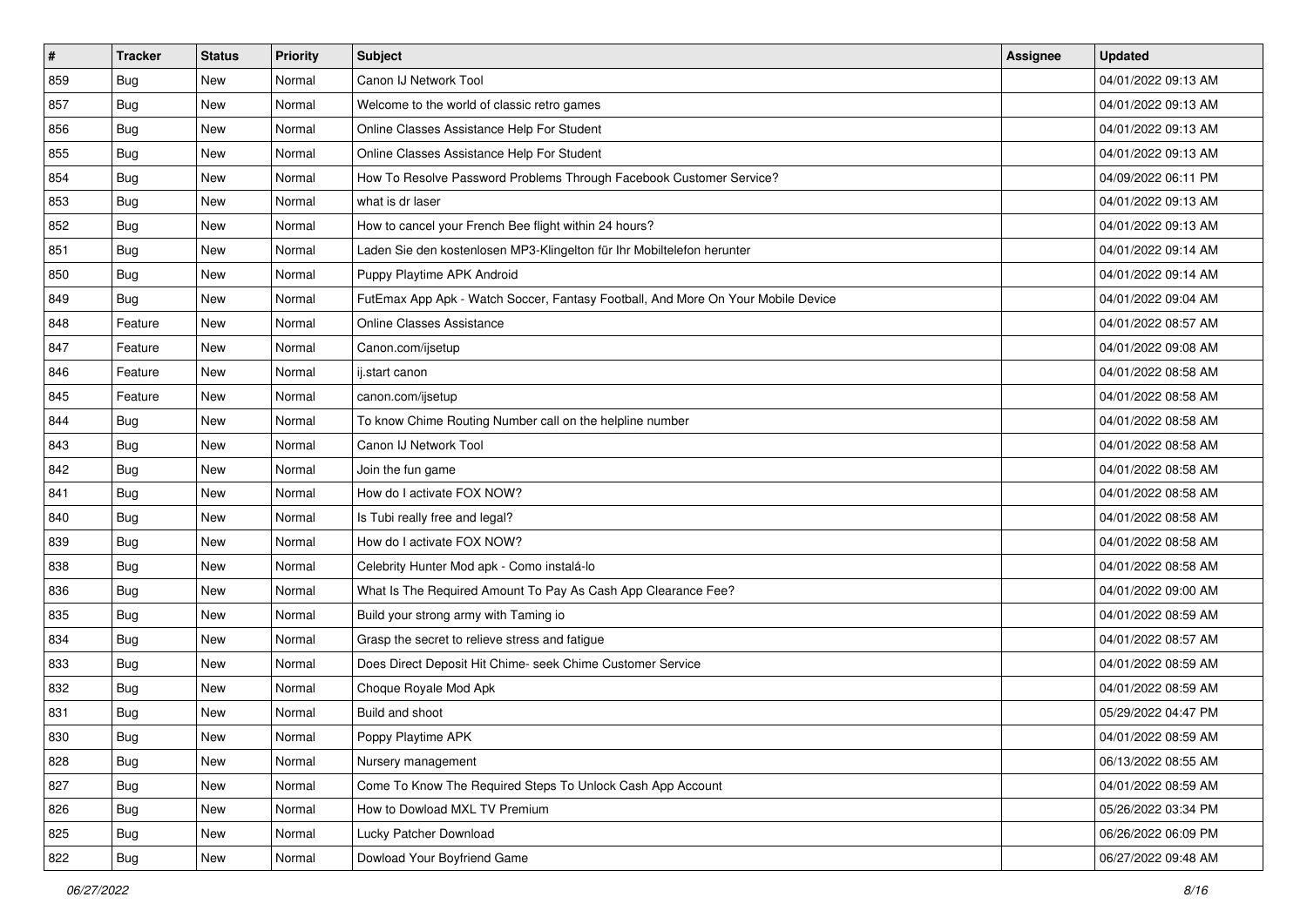| # | Tracker | Status | Priority | Subject | Assignee | Updated |
|---|---|---|---|---|---|---|
| 859 | Bug | New | Normal | Canon IJ Network Tool | | 04/01/2022 09:13 AM |
| 857 | Bug | New | Normal | Welcome to the world of classic retro games | | 04/01/2022 09:13 AM |
| 856 | Bug | New | Normal | Online Classes Assistance Help For Student | | 04/01/2022 09:13 AM |
| 855 | Bug | New | Normal | Online Classes Assistance Help For Student | | 04/01/2022 09:13 AM |
| 854 | Bug | New | Normal | How To Resolve Password Problems Through Facebook Customer Service? | | 04/09/2022 06:11 PM |
| 853 | Bug | New | Normal | what is dr laser | | 04/01/2022 09:13 AM |
| 852 | Bug | New | Normal | How to cancel your French Bee flight within 24 hours? | | 04/01/2022 09:13 AM |
| 851 | Bug | New | Normal | Laden Sie den kostenlosen MP3-Klingelton für Ihr Mobiltelefon herunter | | 04/01/2022 09:14 AM |
| 850 | Bug | New | Normal | Puppy Playtime APK Android | | 04/01/2022 09:14 AM |
| 849 | Bug | New | Normal | FutEmax App Apk - Watch Soccer, Fantasy Football, And More On Your Mobile Device | | 04/01/2022 09:04 AM |
| 848 | Feature | New | Normal | Online Classes Assistance | | 04/01/2022 08:57 AM |
| 847 | Feature | New | Normal | Canon.com/ijsetup | | 04/01/2022 09:08 AM |
| 846 | Feature | New | Normal | ij.start canon | | 04/01/2022 08:58 AM |
| 845 | Feature | New | Normal | canon.com/ijsetup | | 04/01/2022 08:58 AM |
| 844 | Bug | New | Normal | To know Chime Routing Number call on the helpline number | | 04/01/2022 08:58 AM |
| 843 | Bug | New | Normal | Canon IJ Network Tool | | 04/01/2022 08:58 AM |
| 842 | Bug | New | Normal | Join the fun game | | 04/01/2022 08:58 AM |
| 841 | Bug | New | Normal | How do I activate FOX NOW? | | 04/01/2022 08:58 AM |
| 840 | Bug | New | Normal | Is Tubi really free and legal? | | 04/01/2022 08:58 AM |
| 839 | Bug | New | Normal | How do I activate FOX NOW? | | 04/01/2022 08:58 AM |
| 838 | Bug | New | Normal | Celebrity Hunter Mod apk - Como instalá-lo | | 04/01/2022 08:58 AM |
| 836 | Bug | New | Normal | What Is The Required Amount To Pay As Cash App Clearance Fee? | | 04/01/2022 09:00 AM |
| 835 | Bug | New | Normal | Build your strong army with Taming io | | 04/01/2022 08:59 AM |
| 834 | Bug | New | Normal | Grasp the secret to relieve stress and fatigue | | 04/01/2022 08:57 AM |
| 833 | Bug | New | Normal | Does Direct Deposit Hit Chime- seek Chime Customer Service | | 04/01/2022 08:59 AM |
| 832 | Bug | New | Normal | Choque Royale Mod Apk | | 04/01/2022 08:59 AM |
| 831 | Bug | New | Normal | Build and shoot | | 05/29/2022 04:47 PM |
| 830 | Bug | New | Normal | Poppy Playtime APK | | 04/01/2022 08:59 AM |
| 828 | Bug | New | Normal | Nursery management | | 06/13/2022 08:55 AM |
| 827 | Bug | New | Normal | Come To Know The Required Steps To Unlock Cash App Account | | 04/01/2022 08:59 AM |
| 826 | Bug | New | Normal | How to Dowload MXL TV Premium | | 05/26/2022 03:34 PM |
| 825 | Bug | New | Normal | Lucky Patcher Download | | 06/26/2022 06:09 PM |
| 822 | Bug | New | Normal | Dowload Your Boyfriend Game | | 06/27/2022 09:48 AM |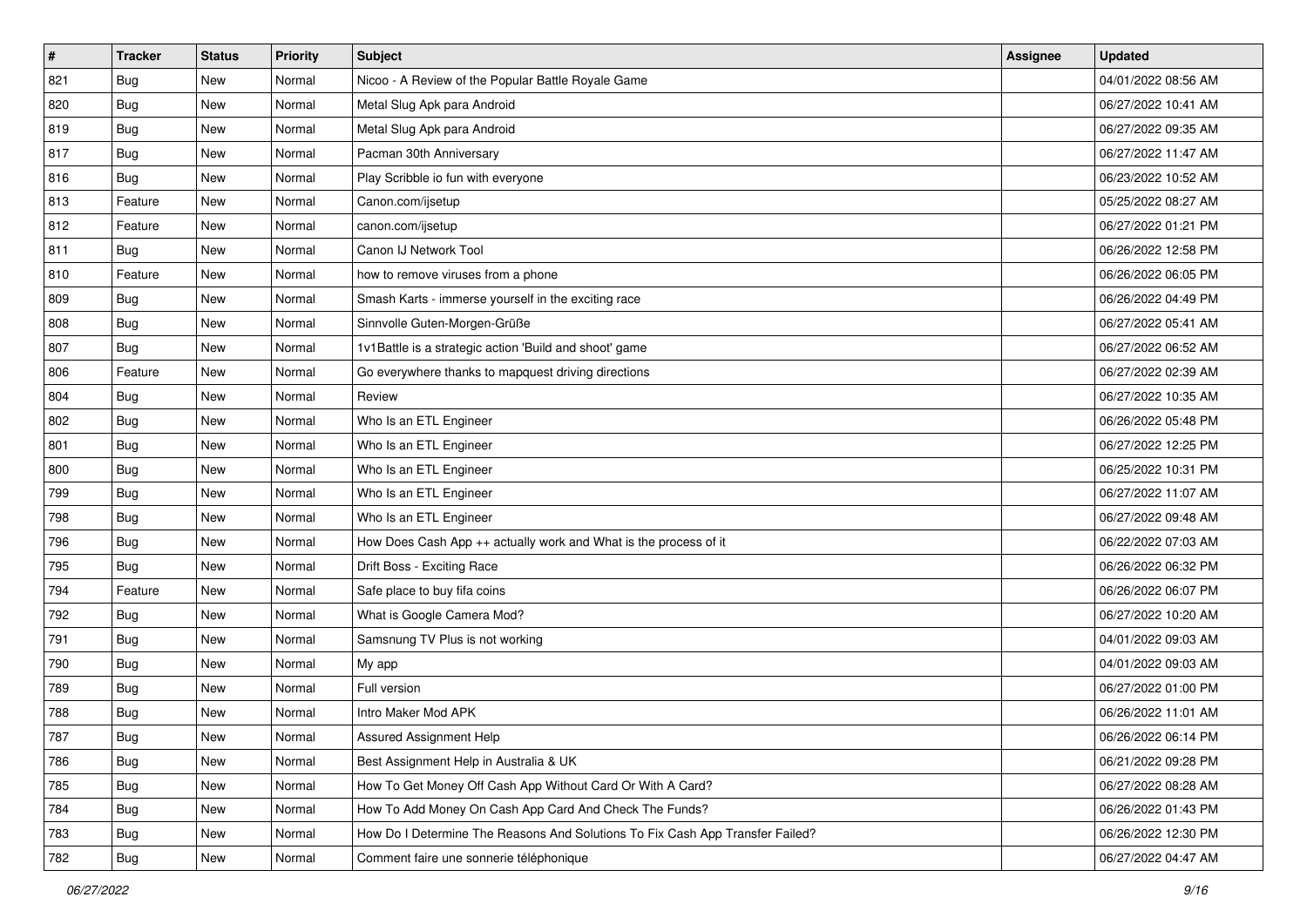| # | Tracker | Status | Priority | Subject | Assignee | Updated |
|---|---|---|---|---|---|---|
| 821 | Bug | New | Normal | Nicoo - A Review of the Popular Battle Royale Game | | 04/01/2022 08:56 AM |
| 820 | Bug | New | Normal | Metal Slug Apk para Android | | 06/27/2022 10:41 AM |
| 819 | Bug | New | Normal | Metal Slug Apk para Android | | 06/27/2022 09:35 AM |
| 817 | Bug | New | Normal | Pacman 30th Anniversary | | 06/27/2022 11:47 AM |
| 816 | Bug | New | Normal | Play Scribble io fun with everyone | | 06/23/2022 10:52 AM |
| 813 | Feature | New | Normal | Canon.com/ijsetup | | 05/25/2022 08:27 AM |
| 812 | Feature | New | Normal | canon.com/ijsetup | | 06/27/2022 01:21 PM |
| 811 | Bug | New | Normal | Canon IJ Network Tool | | 06/26/2022 12:58 PM |
| 810 | Feature | New | Normal | how to remove viruses from a phone | | 06/26/2022 06:05 PM |
| 809 | Bug | New | Normal | Smash Karts - immerse yourself in the exciting race | | 06/26/2022 04:49 PM |
| 808 | Bug | New | Normal | Sinnvolle Guten-Morgen-Grüße | | 06/27/2022 05:41 AM |
| 807 | Bug | New | Normal | 1v1Battle is a strategic action 'Build and shoot' game | | 06/27/2022 06:52 AM |
| 806 | Feature | New | Normal | Go everywhere thanks to mapquest driving directions | | 06/27/2022 02:39 AM |
| 804 | Bug | New | Normal | Review | | 06/27/2022 10:35 AM |
| 802 | Bug | New | Normal | Who Is an ETL Engineer | | 06/26/2022 05:48 PM |
| 801 | Bug | New | Normal | Who Is an ETL Engineer | | 06/27/2022 12:25 PM |
| 800 | Bug | New | Normal | Who Is an ETL Engineer | | 06/25/2022 10:31 PM |
| 799 | Bug | New | Normal | Who Is an ETL Engineer | | 06/27/2022 11:07 AM |
| 798 | Bug | New | Normal | Who Is an ETL Engineer | | 06/27/2022 09:48 AM |
| 796 | Bug | New | Normal | How Does Cash App ++ actually work and What is the process of it | | 06/22/2022 07:03 AM |
| 795 | Bug | New | Normal | Drift Boss - Exciting Race | | 06/26/2022 06:32 PM |
| 794 | Feature | New | Normal | Safe place to buy fifa coins | | 06/26/2022 06:07 PM |
| 792 | Bug | New | Normal | What is Google Camera Mod? | | 06/27/2022 10:20 AM |
| 791 | Bug | New | Normal | Samsnung TV Plus is not working | | 04/01/2022 09:03 AM |
| 790 | Bug | New | Normal | My app | | 04/01/2022 09:03 AM |
| 789 | Bug | New | Normal | Full version | | 06/27/2022 01:00 PM |
| 788 | Bug | New | Normal | Intro Maker Mod APK | | 06/26/2022 11:01 AM |
| 787 | Bug | New | Normal | Assured Assignment Help | | 06/26/2022 06:14 PM |
| 786 | Bug | New | Normal | Best Assignment Help in Australia & UK | | 06/21/2022 09:28 PM |
| 785 | Bug | New | Normal | How To Get Money Off Cash App Without Card Or With A Card? | | 06/27/2022 08:28 AM |
| 784 | Bug | New | Normal | How To Add Money On Cash App Card And Check The Funds? | | 06/26/2022 01:43 PM |
| 783 | Bug | New | Normal | How Do I Determine The Reasons And Solutions To Fix Cash App Transfer Failed? | | 06/26/2022 12:30 PM |
| 782 | Bug | New | Normal | Comment faire une sonnerie téléphonique | | 06/27/2022 04:47 AM |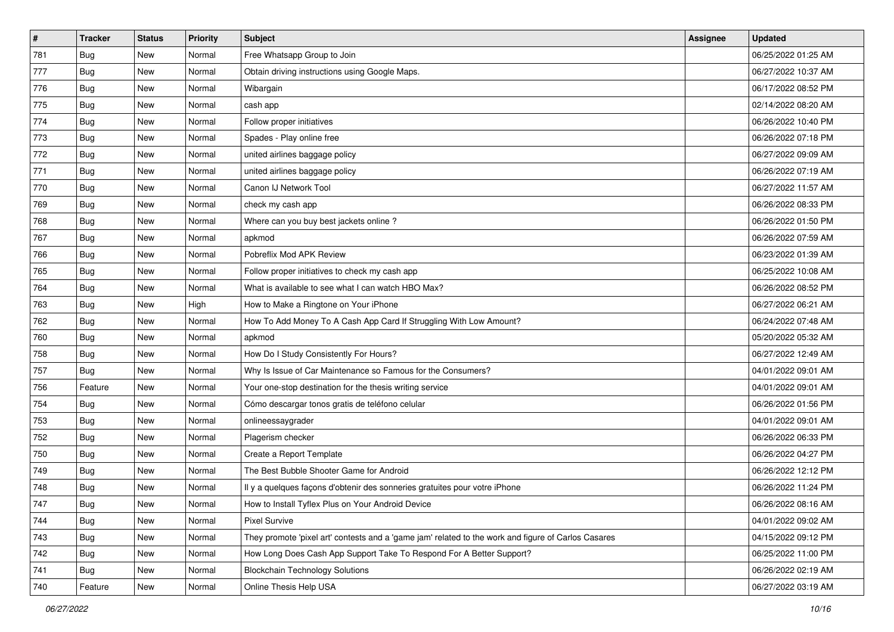| # | Tracker | Status | Priority | Subject | Assignee | Updated |
|---|---|---|---|---|---|---|
| 781 | Bug | New | Normal | Free Whatsapp Group to Join | | 06/25/2022 01:25 AM |
| 777 | Bug | New | Normal | Obtain driving instructions using Google Maps. | | 06/27/2022 10:37 AM |
| 776 | Bug | New | Normal | Wibargain | | 06/17/2022 08:52 PM |
| 775 | Bug | New | Normal | cash app | | 02/14/2022 08:20 AM |
| 774 | Bug | New | Normal | Follow proper initiatives | | 06/26/2022 10:40 PM |
| 773 | Bug | New | Normal | Spades - Play online free | | 06/26/2022 07:18 PM |
| 772 | Bug | New | Normal | united airlines baggage policy | | 06/27/2022 09:09 AM |
| 771 | Bug | New | Normal | united airlines baggage policy | | 06/26/2022 07:19 AM |
| 770 | Bug | New | Normal | Canon IJ Network Tool | | 06/27/2022 11:57 AM |
| 769 | Bug | New | Normal | check my cash app | | 06/26/2022 08:33 PM |
| 768 | Bug | New | Normal | Where can you buy best jackets online ? | | 06/26/2022 01:50 PM |
| 767 | Bug | New | Normal | apkmod | | 06/26/2022 07:59 AM |
| 766 | Bug | New | Normal | Pobreflix Mod APK Review | | 06/23/2022 01:39 AM |
| 765 | Bug | New | Normal | Follow proper initiatives to check my cash app | | 06/25/2022 10:08 AM |
| 764 | Bug | New | Normal | What is available to see what I can watch HBO Max? | | 06/26/2022 08:52 PM |
| 763 | Bug | New | High | How to Make a Ringtone on Your iPhone | | 06/27/2022 06:21 AM |
| 762 | Bug | New | Normal | How To Add Money To A Cash App Card If Struggling With Low Amount? | | 06/24/2022 07:48 AM |
| 760 | Bug | New | Normal | apkmod | | 05/20/2022 05:32 AM |
| 758 | Bug | New | Normal | How Do I Study Consistently For Hours? | | 06/27/2022 12:49 AM |
| 757 | Bug | New | Normal | Why Is Issue of Car Maintenance so Famous for the Consumers? | | 04/01/2022 09:01 AM |
| 756 | Feature | New | Normal | Your one-stop destination for the thesis writing service | | 04/01/2022 09:01 AM |
| 754 | Bug | New | Normal | Cómo descargar tonos gratis de teléfono celular | | 06/26/2022 01:56 PM |
| 753 | Bug | New | Normal | onlineessaygrader | | 04/01/2022 09:01 AM |
| 752 | Bug | New | Normal | Plagerism checker | | 06/26/2022 06:33 PM |
| 750 | Bug | New | Normal | Create a Report Template | | 06/26/2022 04:27 PM |
| 749 | Bug | New | Normal | The Best Bubble Shooter Game for Android | | 06/26/2022 12:12 PM |
| 748 | Bug | New | Normal | Il y a quelques façons d'obtenir des sonneries gratuites pour votre iPhone | | 06/26/2022 11:24 PM |
| 747 | Bug | New | Normal | How to Install Tyflex Plus on Your Android Device | | 06/26/2022 08:16 AM |
| 744 | Bug | New | Normal | Pixel Survive | | 04/01/2022 09:02 AM |
| 743 | Bug | New | Normal | They promote 'pixel art' contests and a 'game jam' related to the work and figure of Carlos Casares | | 04/15/2022 09:12 PM |
| 742 | Bug | New | Normal | How Long Does Cash App Support Take To Respond For A Better Support? | | 06/25/2022 11:00 PM |
| 741 | Bug | New | Normal | Blockchain Technology Solutions | | 06/26/2022 02:19 AM |
| 740 | Feature | New | Normal | Online Thesis Help USA | | 06/27/2022 03:19 AM |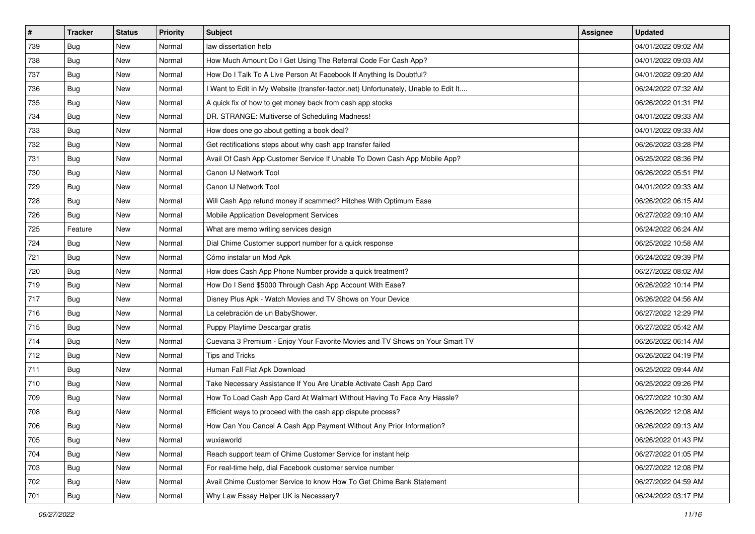| # | Tracker | Status | Priority | Subject | Assignee | Updated |
| --- | --- | --- | --- | --- | --- | --- |
| 739 | Bug | New | Normal | law dissertation help | | 04/01/2022 09:02 AM |
| 738 | Bug | New | Normal | How Much Amount Do I Get Using The Referral Code For Cash App? | | 04/01/2022 09:03 AM |
| 737 | Bug | New | Normal | How Do I Talk To A Live Person At Facebook If Anything Is Doubtful? | | 04/01/2022 09:20 AM |
| 736 | Bug | New | Normal | I Want to Edit in My Website (transfer-factor.net) Unfortunately, Unable to Edit It.... | | 06/24/2022 07:32 AM |
| 735 | Bug | New | Normal | A quick fix of how to get money back from cash app stocks | | 06/26/2022 01:31 PM |
| 734 | Bug | New | Normal | DR. STRANGE: Multiverse of Scheduling Madness! | | 04/01/2022 09:33 AM |
| 733 | Bug | New | Normal | How does one go about getting a book deal? | | 04/01/2022 09:33 AM |
| 732 | Bug | New | Normal | Get rectifications steps about why cash app transfer failed | | 06/26/2022 03:28 PM |
| 731 | Bug | New | Normal | Avail Of Cash App Customer Service If Unable To Down Cash App Mobile App? | | 06/25/2022 08:36 PM |
| 730 | Bug | New | Normal | Canon IJ Network Tool | | 06/26/2022 05:51 PM |
| 729 | Bug | New | Normal | Canon IJ Network Tool | | 04/01/2022 09:33 AM |
| 728 | Bug | New | Normal | Will Cash App refund money if scammed? Hitches With Optimum Ease | | 06/26/2022 06:15 AM |
| 726 | Bug | New | Normal | Mobile Application Development Services | | 06/27/2022 09:10 AM |
| 725 | Feature | New | Normal | What are memo writing services design | | 06/24/2022 06:24 AM |
| 724 | Bug | New | Normal | Dial Chime Customer support number for a quick response | | 06/25/2022 10:58 AM |
| 721 | Bug | New | Normal | Cómo instalar un Mod Apk | | 06/24/2022 09:39 PM |
| 720 | Bug | New | Normal | How does Cash App Phone Number provide a quick treatment? | | 06/27/2022 08:02 AM |
| 719 | Bug | New | Normal | How Do I Send $5000 Through Cash App Account With Ease? | | 06/26/2022 10:14 PM |
| 717 | Bug | New | Normal | Disney Plus Apk - Watch Movies and TV Shows on Your Device | | 06/26/2022 04:56 AM |
| 716 | Bug | New | Normal | La celebración de un BabyShower. | | 06/27/2022 12:29 PM |
| 715 | Bug | New | Normal | Puppy Playtime Descargar gratis | | 06/27/2022 05:42 AM |
| 714 | Bug | New | Normal | Cuevana 3 Premium - Enjoy Your Favorite Movies and TV Shows on Your Smart TV | | 06/26/2022 06:14 AM |
| 712 | Bug | New | Normal | Tips and Tricks | | 06/26/2022 04:19 PM |
| 711 | Bug | New | Normal | Human Fall Flat Apk Download | | 06/25/2022 09:44 AM |
| 710 | Bug | New | Normal | Take Necessary Assistance If You Are Unable Activate Cash App Card | | 06/25/2022 09:26 PM |
| 709 | Bug | New | Normal | How To Load Cash App Card At Walmart Without Having To Face Any Hassle? | | 06/27/2022 10:30 AM |
| 708 | Bug | New | Normal | Efficient ways to proceed with the cash app dispute process? | | 06/26/2022 12:08 AM |
| 706 | Bug | New | Normal | How Can You Cancel A Cash App Payment Without Any Prior Information? | | 06/26/2022 09:13 AM |
| 705 | Bug | New | Normal | wuxiaworld | | 06/26/2022 01:43 PM |
| 704 | Bug | New | Normal | Reach support team of Chime Customer Service for instant help | | 06/27/2022 01:05 PM |
| 703 | Bug | New | Normal | For real-time help, dial Facebook customer service number | | 06/27/2022 12:08 PM |
| 702 | Bug | New | Normal | Avail Chime Customer Service to know How To Get Chime Bank Statement | | 06/27/2022 04:59 AM |
| 701 | Bug | New | Normal | Why Law Essay Helper UK is Necessary? | | 06/24/2022 03:17 PM |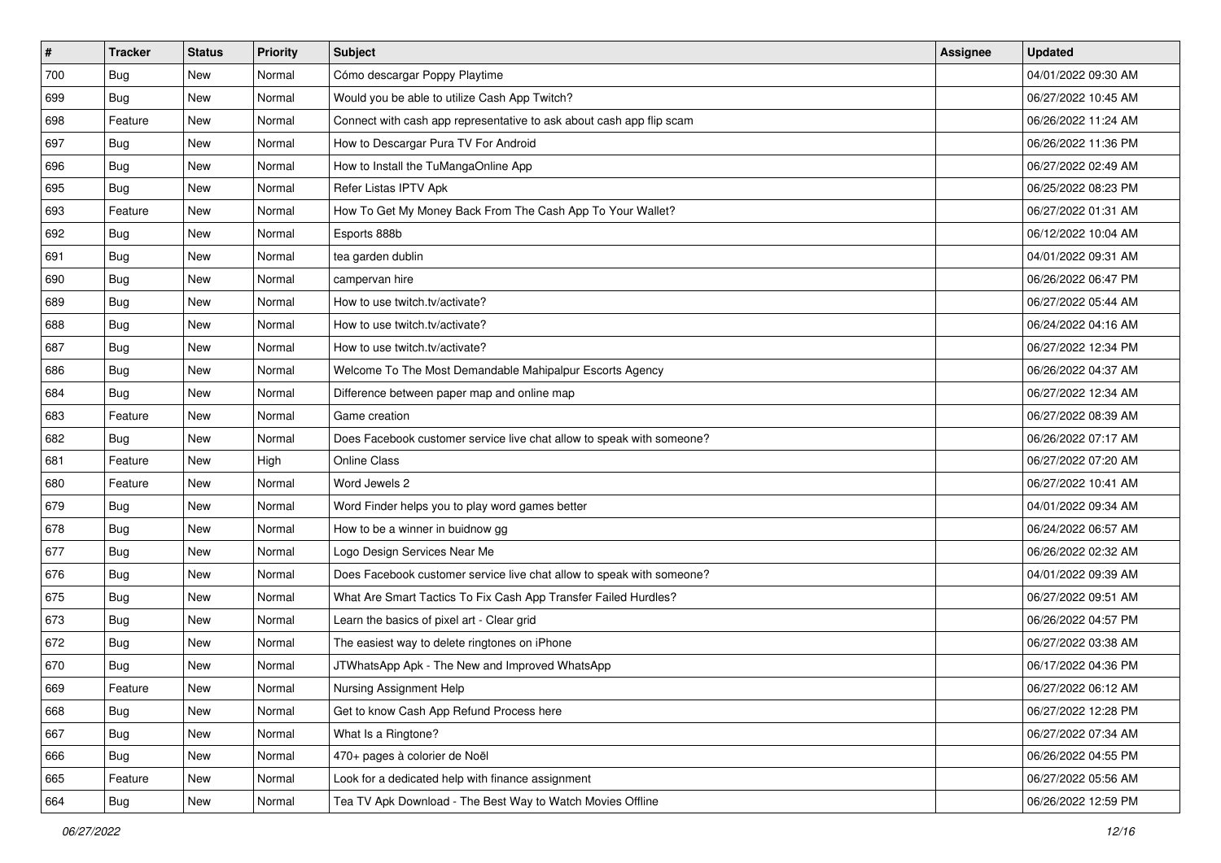| # | Tracker | Status | Priority | Subject | Assignee | Updated |
|---|---|---|---|---|---|---|
| 700 | Bug | New | Normal | Cómo descargar Poppy Playtime | | 04/01/2022 09:30 AM |
| 699 | Bug | New | Normal | Would you be able to utilize Cash App Twitch? | | 06/27/2022 10:45 AM |
| 698 | Feature | New | Normal | Connect with cash app representative to ask about cash app flip scam | | 06/26/2022 11:24 AM |
| 697 | Bug | New | Normal | How to Descargar Pura TV For Android | | 06/26/2022 11:36 PM |
| 696 | Bug | New | Normal | How to Install the TuMangaOnline App | | 06/27/2022 02:49 AM |
| 695 | Bug | New | Normal | Refer Listas IPTV Apk | | 06/25/2022 08:23 PM |
| 693 | Feature | New | Normal | How To Get My Money Back From The Cash App To Your Wallet? | | 06/27/2022 01:31 AM |
| 692 | Bug | New | Normal | Esports 888b | | 06/12/2022 10:04 AM |
| 691 | Bug | New | Normal | tea garden dublin | | 04/01/2022 09:31 AM |
| 690 | Bug | New | Normal | campervan hire | | 06/26/2022 06:47 PM |
| 689 | Bug | New | Normal | How to use twitch.tv/activate? | | 06/27/2022 05:44 AM |
| 688 | Bug | New | Normal | How to use twitch.tv/activate? | | 06/24/2022 04:16 AM |
| 687 | Bug | New | Normal | How to use twitch.tv/activate? | | 06/27/2022 12:34 PM |
| 686 | Bug | New | Normal | Welcome To The Most Demandable Mahipalpur Escorts Agency | | 06/26/2022 04:37 AM |
| 684 | Bug | New | Normal | Difference between paper map and online map | | 06/27/2022 12:34 AM |
| 683 | Feature | New | Normal | Game creation | | 06/27/2022 08:39 AM |
| 682 | Bug | New | Normal | Does Facebook customer service live chat allow to speak with someone? | | 06/26/2022 07:17 AM |
| 681 | Feature | New | High | Online Class | | 06/27/2022 07:20 AM |
| 680 | Feature | New | Normal | Word Jewels 2 | | 06/27/2022 10:41 AM |
| 679 | Bug | New | Normal | Word Finder helps you to play word games better | | 04/01/2022 09:34 AM |
| 678 | Bug | New | Normal | How to be a winner in buidnow gg | | 06/24/2022 06:57 AM |
| 677 | Bug | New | Normal | Logo Design Services Near Me | | 06/26/2022 02:32 AM |
| 676 | Bug | New | Normal | Does Facebook customer service live chat allow to speak with someone? | | 04/01/2022 09:39 AM |
| 675 | Bug | New | Normal | What Are Smart Tactics To Fix Cash App Transfer Failed Hurdles? | | 06/27/2022 09:51 AM |
| 673 | Bug | New | Normal | Learn the basics of pixel art - Clear grid | | 06/26/2022 04:57 PM |
| 672 | Bug | New | Normal | The easiest way to delete ringtones on iPhone | | 06/27/2022 03:38 AM |
| 670 | Bug | New | Normal | JTWhatsApp Apk - The New and Improved WhatsApp | | 06/17/2022 04:36 PM |
| 669 | Feature | New | Normal | Nursing Assignment Help | | 06/27/2022 06:12 AM |
| 668 | Bug | New | Normal | Get to know Cash App Refund Process here | | 06/27/2022 12:28 PM |
| 667 | Bug | New | Normal | What Is a Ringtone? | | 06/27/2022 07:34 AM |
| 666 | Bug | New | Normal | 470+ pages à colorier de Noël | | 06/26/2022 04:55 PM |
| 665 | Feature | New | Normal | Look for a dedicated help with finance assignment | | 06/27/2022 05:56 AM |
| 664 | Bug | New | Normal | Tea TV Apk Download - The Best Way to Watch Movies Offline | | 06/26/2022 12:59 PM |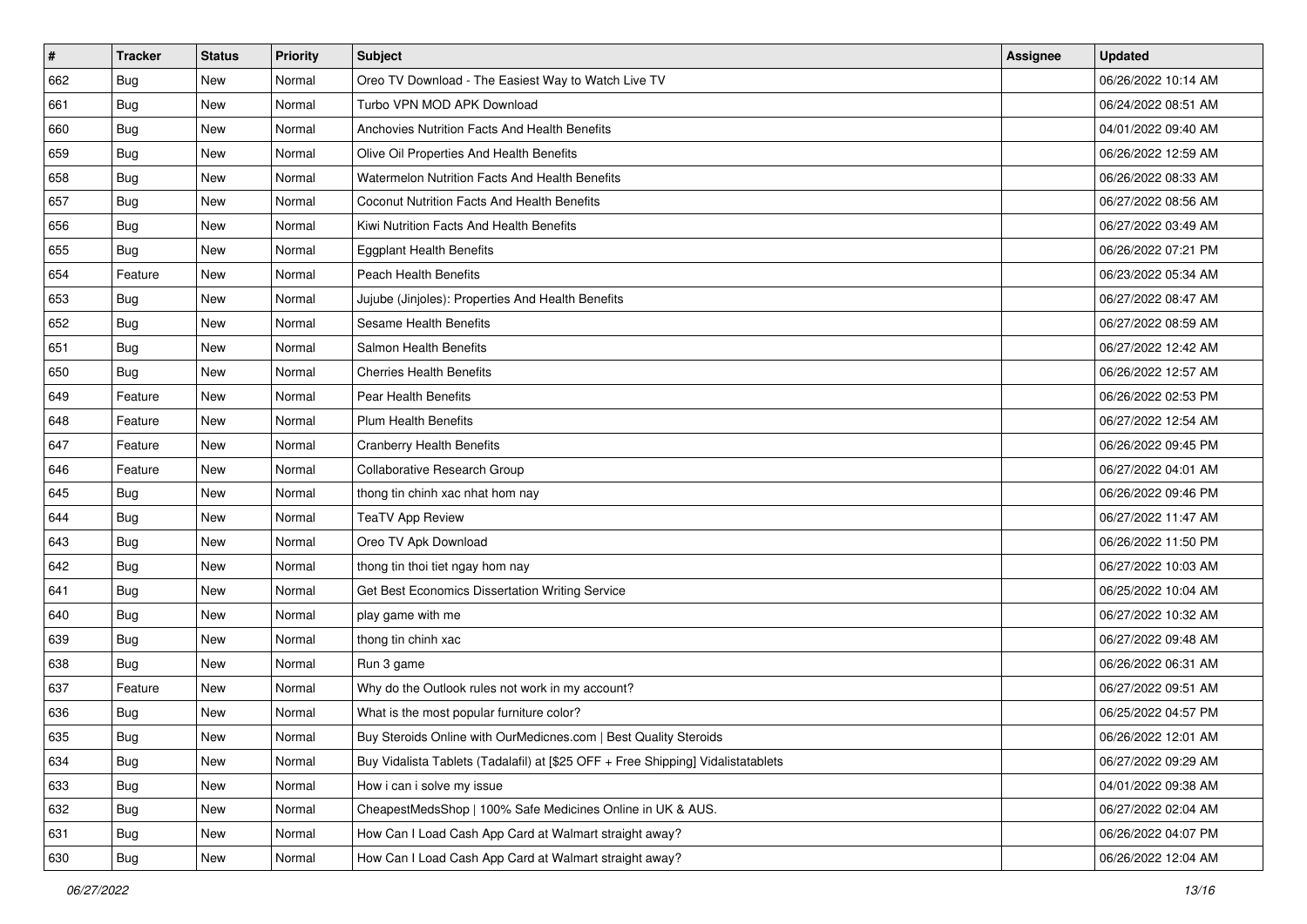| # | Tracker | Status | Priority | Subject | Assignee | Updated |
|---|---|---|---|---|---|---|
| 662 | Bug | New | Normal | Oreo TV Download - The Easiest Way to Watch Live TV | | 06/26/2022 10:14 AM |
| 661 | Bug | New | Normal | Turbo VPN MOD APK Download | | 06/24/2022 08:51 AM |
| 660 | Bug | New | Normal | Anchovies Nutrition Facts And Health Benefits | | 04/01/2022 09:40 AM |
| 659 | Bug | New | Normal | Olive Oil Properties And Health Benefits | | 06/26/2022 12:59 AM |
| 658 | Bug | New | Normal | Watermelon Nutrition Facts And Health Benefits | | 06/26/2022 08:33 AM |
| 657 | Bug | New | Normal | Coconut Nutrition Facts And Health Benefits | | 06/27/2022 08:56 AM |
| 656 | Bug | New | Normal | Kiwi Nutrition Facts And Health Benefits | | 06/27/2022 03:49 AM |
| 655 | Bug | New | Normal | Eggplant Health Benefits | | 06/26/2022 07:21 PM |
| 654 | Feature | New | Normal | Peach Health Benefits | | 06/23/2022 05:34 AM |
| 653 | Bug | New | Normal | Jujube (Jinjoles): Properties And Health Benefits | | 06/27/2022 08:47 AM |
| 652 | Bug | New | Normal | Sesame Health Benefits | | 06/27/2022 08:59 AM |
| 651 | Bug | New | Normal | Salmon Health Benefits | | 06/27/2022 12:42 AM |
| 650 | Bug | New | Normal | Cherries Health Benefits | | 06/26/2022 12:57 AM |
| 649 | Feature | New | Normal | Pear Health Benefits | | 06/26/2022 02:53 PM |
| 648 | Feature | New | Normal | Plum Health Benefits | | 06/27/2022 12:54 AM |
| 647 | Feature | New | Normal | Cranberry Health Benefits | | 06/26/2022 09:45 PM |
| 646 | Feature | New | Normal | Collaborative Research Group | | 06/27/2022 04:01 AM |
| 645 | Bug | New | Normal | thong tin chinh xac nhat hom nay | | 06/26/2022 09:46 PM |
| 644 | Bug | New | Normal | TeaTV App Review | | 06/27/2022 11:47 AM |
| 643 | Bug | New | Normal | Oreo TV Apk Download | | 06/26/2022 11:50 PM |
| 642 | Bug | New | Normal | thong tin thoi tiet ngay hom nay | | 06/27/2022 10:03 AM |
| 641 | Bug | New | Normal | Get Best Economics Dissertation Writing Service | | 06/25/2022 10:04 AM |
| 640 | Bug | New | Normal | play game with me | | 06/27/2022 10:32 AM |
| 639 | Bug | New | Normal | thong tin chinh xac | | 06/27/2022 09:48 AM |
| 638 | Bug | New | Normal | Run 3 game | | 06/26/2022 06:31 AM |
| 637 | Feature | New | Normal | Why do the Outlook rules not work in my account? | | 06/27/2022 09:51 AM |
| 636 | Bug | New | Normal | What is the most popular furniture color? | | 06/25/2022 04:57 PM |
| 635 | Bug | New | Normal | Buy Steroids Online with OurMedicnes.com \| Best Quality Steroids | | 06/26/2022 12:01 AM |
| 634 | Bug | New | Normal | Buy Vidalista Tablets (Tadalafil) at [$25 OFF + Free Shipping] Vidalistatablets | | 06/27/2022 09:29 AM |
| 633 | Bug | New | Normal | How i can i solve my issue | | 04/01/2022 09:38 AM |
| 632 | Bug | New | Normal | CheapestMedsShop \| 100% Safe Medicines Online in UK & AUS. | | 06/27/2022 02:04 AM |
| 631 | Bug | New | Normal | How Can I Load Cash App Card at Walmart straight away? | | 06/26/2022 04:07 PM |
| 630 | Bug | New | Normal | How Can I Load Cash App Card at Walmart straight away? | | 06/26/2022 12:04 AM |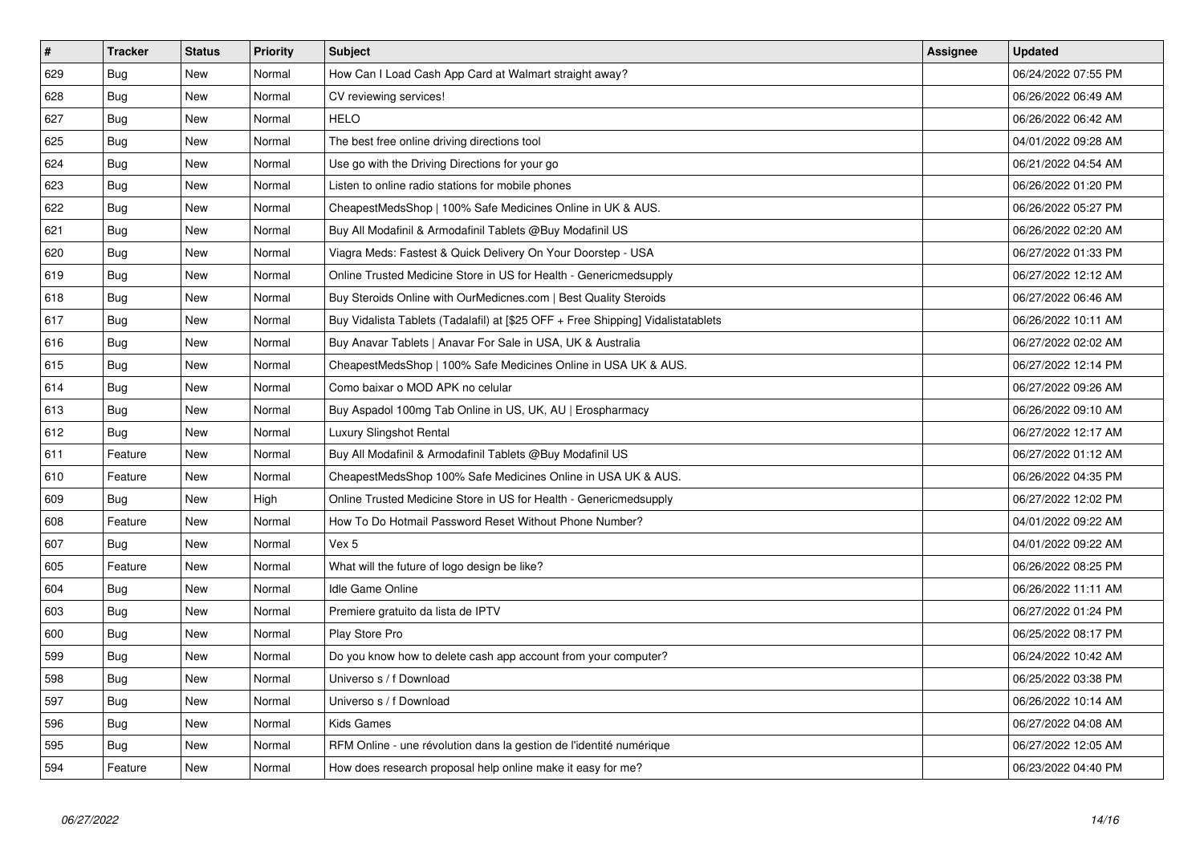| # | Tracker | Status | Priority | Subject | Assignee | Updated |
|---|---|---|---|---|---|---|
| 629 | Bug | New | Normal | How Can I Load Cash App Card at Walmart straight away? | | 06/24/2022 07:55 PM |
| 628 | Bug | New | Normal | CV reviewing services! | | 06/26/2022 06:49 AM |
| 627 | Bug | New | Normal | HELO | | 06/26/2022 06:42 AM |
| 625 | Bug | New | Normal | The best free online driving directions tool | | 04/01/2022 09:28 AM |
| 624 | Bug | New | Normal | Use go with the Driving Directions for your go | | 06/21/2022 04:54 AM |
| 623 | Bug | New | Normal | Listen to online radio stations for mobile phones | | 06/26/2022 01:20 PM |
| 622 | Bug | New | Normal | CheapestMedsShop \| 100% Safe Medicines Online in UK & AUS. | | 06/26/2022 05:27 PM |
| 621 | Bug | New | Normal | Buy All Modafinil & Armodafinil Tablets @Buy Modafinil US | | 06/26/2022 02:20 AM |
| 620 | Bug | New | Normal | Viagra Meds: Fastest & Quick Delivery On Your Doorstep - USA | | 06/27/2022 01:33 PM |
| 619 | Bug | New | Normal | Online Trusted Medicine Store in US for Health - Genericmedsupply | | 06/27/2022 12:12 AM |
| 618 | Bug | New | Normal | Buy Steroids Online with OurMedicnes.com \| Best Quality Steroids | | 06/27/2022 06:46 AM |
| 617 | Bug | New | Normal | Buy Vidalista Tablets (Tadalafil) at [$25 OFF + Free Shipping] Vidalistatablets | | 06/26/2022 10:11 AM |
| 616 | Bug | New | Normal | Buy Anavar Tablets \| Anavar For Sale in USA, UK & Australia | | 06/27/2022 02:02 AM |
| 615 | Bug | New | Normal | CheapestMedsShop \| 100% Safe Medicines Online in USA UK & AUS. | | 06/27/2022 12:14 PM |
| 614 | Bug | New | Normal | Como baixar o MOD APK no celular | | 06/27/2022 09:26 AM |
| 613 | Bug | New | Normal | Buy Aspadol 100mg Tab Online in US, UK, AU \| Erospharmacy | | 06/26/2022 09:10 AM |
| 612 | Bug | New | Normal | Luxury Slingshot Rental | | 06/27/2022 12:17 AM |
| 611 | Feature | New | Normal | Buy All Modafinil & Armodafinil Tablets @Buy Modafinil US | | 06/27/2022 01:12 AM |
| 610 | Feature | New | Normal | CheapestMedsShop 100% Safe Medicines Online in USA UK & AUS. | | 06/26/2022 04:35 PM |
| 609 | Bug | New | High | Online Trusted Medicine Store in US for Health - Genericmedsupply | | 06/27/2022 12:02 PM |
| 608 | Feature | New | Normal | How To Do Hotmail Password Reset Without Phone Number? | | 04/01/2022 09:22 AM |
| 607 | Bug | New | Normal | Vex 5 | | 04/01/2022 09:22 AM |
| 605 | Feature | New | Normal | What will the future of logo design be like? | | 06/26/2022 08:25 PM |
| 604 | Bug | New | Normal | Idle Game Online | | 06/26/2022 11:11 AM |
| 603 | Bug | New | Normal | Premiere gratuito da lista de IPTV | | 06/27/2022 01:24 PM |
| 600 | Bug | New | Normal | Play Store Pro | | 06/25/2022 08:17 PM |
| 599 | Bug | New | Normal | Do you know how to delete cash app account from your computer? | | 06/24/2022 10:42 AM |
| 598 | Bug | New | Normal | Universo s / f Download | | 06/25/2022 03:38 PM |
| 597 | Bug | New | Normal | Universo s / f Download | | 06/26/2022 10:14 AM |
| 596 | Bug | New | Normal | Kids Games | | 06/27/2022 04:08 AM |
| 595 | Bug | New | Normal | RFM Online - une révolution dans la gestion de l'identité numérique | | 06/27/2022 12:05 AM |
| 594 | Feature | New | Normal | How does research proposal help online make it easy for me? | | 06/23/2022 04:40 PM |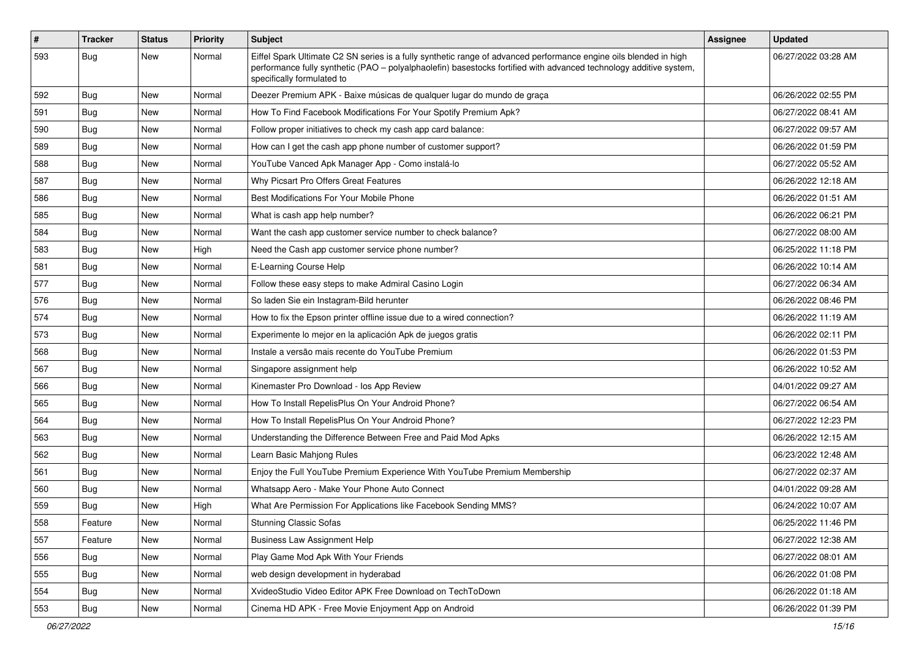| # | Tracker | Status | Priority | Subject | Assignee | Updated |
|---|---|---|---|---|---|---|
| 593 | Bug | New | Normal | Eiffel Spark Ultimate C2 SN series is a fully synthetic range of advanced performance engine oils blended in high performance fully synthetic (PAO – polyalphaolefin) basestocks fortified with advanced technology additive system, specifically formulated to | | 06/27/2022 03:28 AM |
| 592 | Bug | New | Normal | Deezer Premium APK - Baixe músicas de qualquer lugar do mundo de graça | | 06/26/2022 02:55 PM |
| 591 | Bug | New | Normal | How To Find Facebook Modifications For Your Spotify Premium Apk? | | 06/27/2022 08:41 AM |
| 590 | Bug | New | Normal | Follow proper initiatives to check my cash app card balance: | | 06/27/2022 09:57 AM |
| 589 | Bug | New | Normal | How can I get the cash app phone number of customer support? | | 06/26/2022 01:59 PM |
| 588 | Bug | New | Normal | YouTube Vanced Apk Manager App - Como instalá-lo | | 06/27/2022 05:52 AM |
| 587 | Bug | New | Normal | Why Picsart Pro Offers Great Features | | 06/26/2022 12:18 AM |
| 586 | Bug | New | Normal | Best Modifications For Your Mobile Phone | | 06/26/2022 01:51 AM |
| 585 | Bug | New | Normal | What is cash app help number? | | 06/26/2022 06:21 PM |
| 584 | Bug | New | Normal | Want the cash app customer service number to check balance? | | 06/27/2022 08:00 AM |
| 583 | Bug | New | High | Need the Cash app customer service phone number? | | 06/25/2022 11:18 PM |
| 581 | Bug | New | Normal | E-Learning Course Help | | 06/26/2022 10:14 AM |
| 577 | Bug | New | Normal | Follow these easy steps to make Admiral Casino Login | | 06/27/2022 06:34 AM |
| 576 | Bug | New | Normal | So laden Sie ein Instagram-Bild herunter | | 06/26/2022 08:46 PM |
| 574 | Bug | New | Normal | How to fix the Epson printer offline issue due to a wired connection? | | 06/26/2022 11:19 AM |
| 573 | Bug | New | Normal | Experimente lo mejor en la aplicación Apk de juegos gratis | | 06/26/2022 02:11 PM |
| 568 | Bug | New | Normal | Instale a versão mais recente do YouTube Premium | | 06/26/2022 01:53 PM |
| 567 | Bug | New | Normal | Singapore assignment help | | 06/26/2022 10:52 AM |
| 566 | Bug | New | Normal | Kinemaster Pro Download - Ios App Review | | 04/01/2022 09:27 AM |
| 565 | Bug | New | Normal | How To Install RepelisPlus On Your Android Phone? | | 06/27/2022 06:54 AM |
| 564 | Bug | New | Normal | How To Install RepelisPlus On Your Android Phone? | | 06/27/2022 12:23 PM |
| 563 | Bug | New | Normal | Understanding the Difference Between Free and Paid Mod Apks | | 06/26/2022 12:15 AM |
| 562 | Bug | New | Normal | Learn Basic Mahjong Rules | | 06/23/2022 12:48 AM |
| 561 | Bug | New | Normal | Enjoy the Full YouTube Premium Experience With YouTube Premium Membership | | 06/27/2022 02:37 AM |
| 560 | Bug | New | Normal | Whatsapp Aero - Make Your Phone Auto Connect | | 04/01/2022 09:28 AM |
| 559 | Bug | New | High | What Are Permission For Applications like Facebook Sending MMS? | | 06/24/2022 10:07 AM |
| 558 | Feature | New | Normal | Stunning Classic Sofas | | 06/25/2022 11:46 PM |
| 557 | Feature | New | Normal | Business Law Assignment Help | | 06/27/2022 12:38 AM |
| 556 | Bug | New | Normal | Play Game Mod Apk With Your Friends | | 06/27/2022 08:01 AM |
| 555 | Bug | New | Normal | web design development in hyderabad | | 06/26/2022 01:08 PM |
| 554 | Bug | New | Normal | XvideoStudio Video Editor APK Free Download on TechToDown | | 06/26/2022 01:18 AM |
| 553 | Bug | New | Normal | Cinema HD APK - Free Movie Enjoyment App on Android | | 06/26/2022 01:39 PM |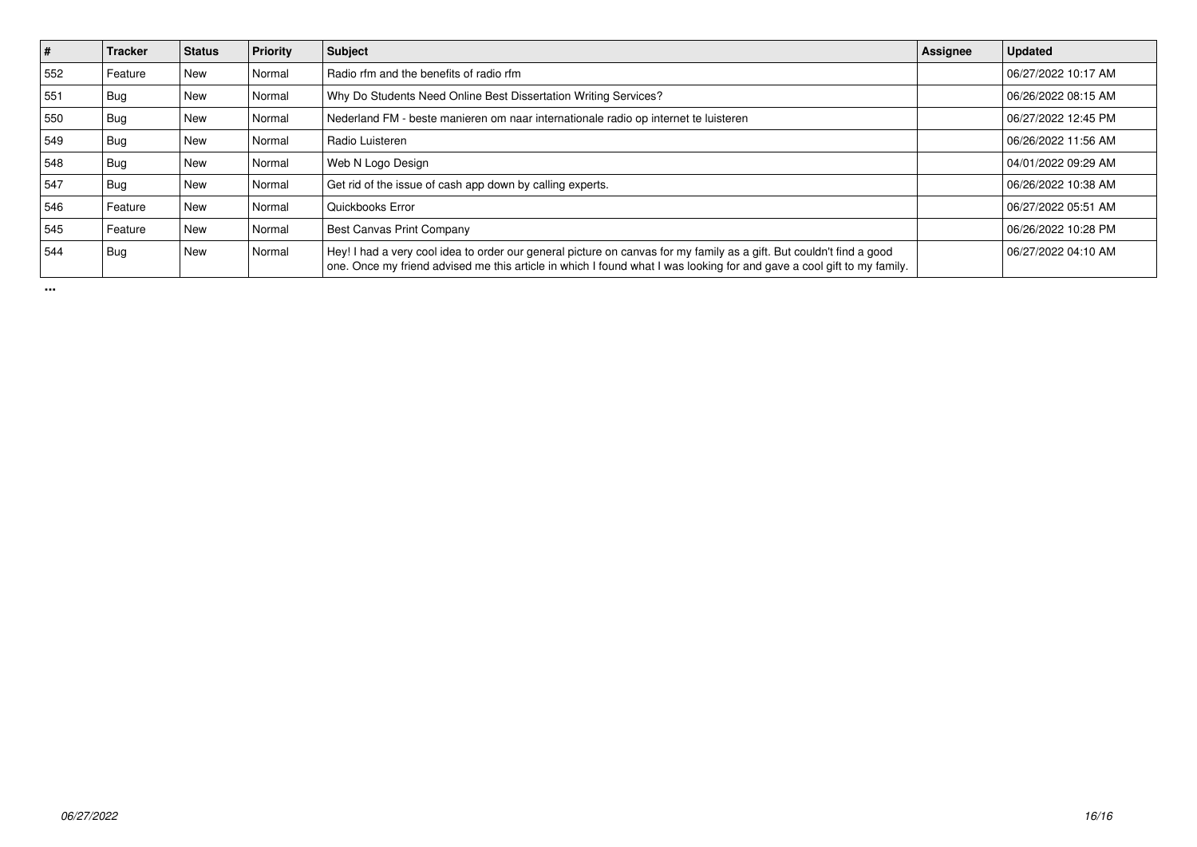| # | Tracker | Status | Priority | Subject | Assignee | Updated |
|---|---|---|---|---|---|---|
| 552 | Feature | New | Normal | Radio rfm and the benefits of radio rfm | | 06/27/2022 10:17 AM |
| 551 | Bug | New | Normal | Why Do Students Need Online Best Dissertation Writing Services? | | 06/26/2022 08:15 AM |
| 550 | Bug | New | Normal | Nederland FM - beste manieren om naar internationale radio op internet te luisteren | | 06/27/2022 12:45 PM |
| 549 | Bug | New | Normal | Radio Luisteren | | 06/26/2022 11:56 AM |
| 548 | Bug | New | Normal | Web N Logo Design | | 04/01/2022 09:29 AM |
| 547 | Bug | New | Normal | Get rid of the issue of cash app down by calling experts. | | 06/26/2022 10:38 AM |
| 546 | Feature | New | Normal | Quickbooks Error | | 06/27/2022 05:51 AM |
| 545 | Feature | New | Normal | Best Canvas Print Company | | 06/26/2022 10:28 PM |
| 544 | Bug | New | Normal | Hey! I had a very cool idea to order our general picture on canvas for my family as a gift. But couldn't find a good one. Once my friend advised me this article in which I found what I was looking for and gave a cool gift to my family. | | 06/27/2022 04:10 AM |

...